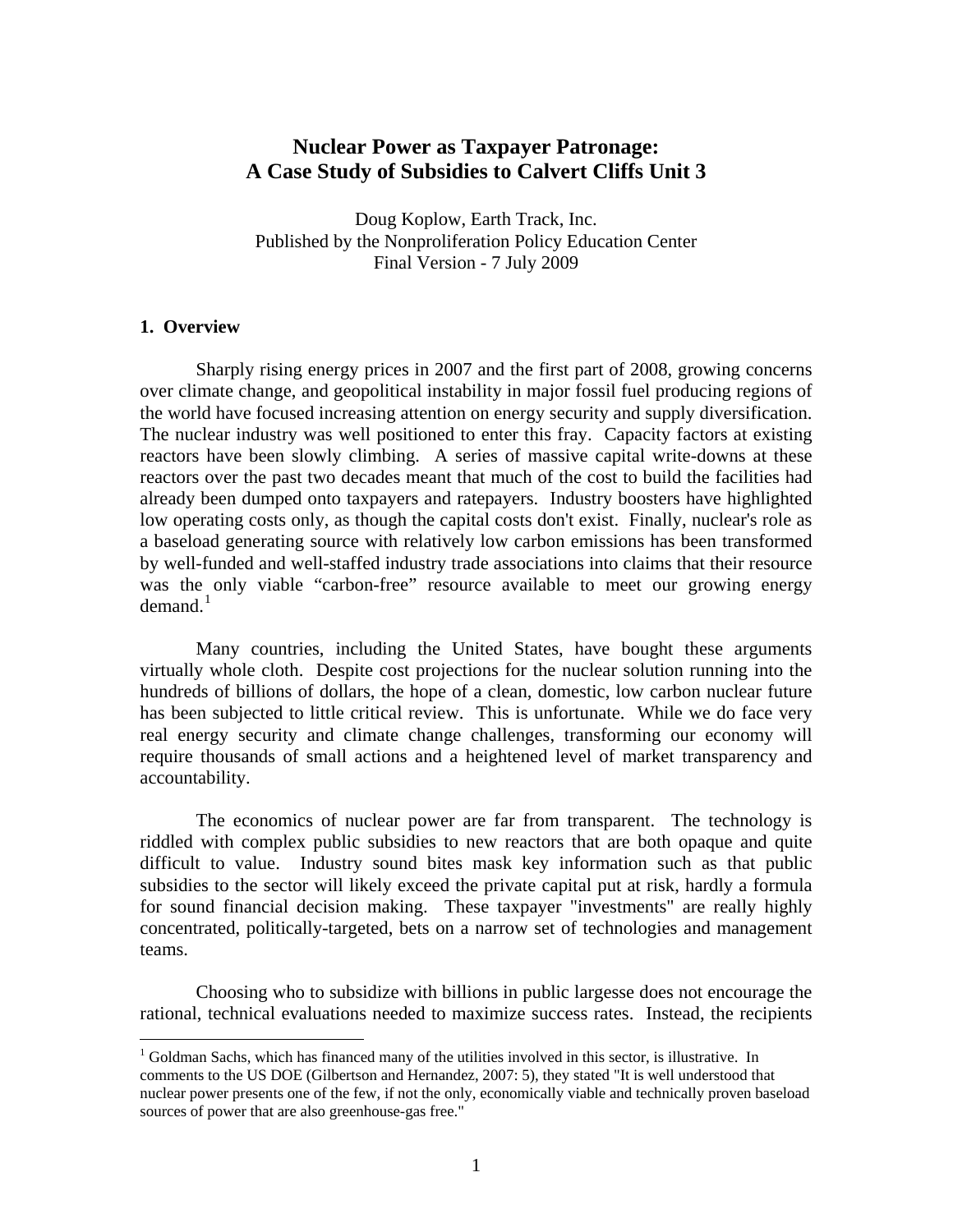# Nuclear Power as Taxpayer Patronage: A Case Study of Subsidies to Calvert Cliffs Unit 3

Doug Koplow, Earth Track, Inc.
Published by the Nonproliferation Policy Education Center
Final Version - 7 July 2009

## 1. Overview

Sharply rising energy prices in 2007 and the first part of 2008, growing concerns over climate change, and geopolitical instability in major fossil fuel producing regions of the world have focused increasing attention on energy security and supply diversification. The nuclear industry was well positioned to enter this fray. Capacity factors at existing reactors have been slowly climbing. A series of massive capital write-downs at these reactors over the past two decades meant that much of the cost to build the facilities had already been dumped onto taxpayers and ratepayers. Industry boosters have highlighted low operating costs only, as though the capital costs don't exist. Finally, nuclear's role as a baseload generating source with relatively low carbon emissions has been transformed by well-funded and well-staffed industry trade associations into claims that their resource was the only viable "carbon-free" resource available to meet our growing energy demand.[1]

Many countries, including the United States, have bought these arguments virtually whole cloth. Despite cost projections for the nuclear solution running into the hundreds of billions of dollars, the hope of a clean, domestic, low carbon nuclear future has been subjected to little critical review. This is unfortunate. While we do face very real energy security and climate change challenges, transforming our economy will require thousands of small actions and a heightened level of market transparency and accountability.

The economics of nuclear power are far from transparent. The technology is riddled with complex public subsidies to new reactors that are both opaque and quite difficult to value. Industry sound bites mask key information such as that public subsidies to the sector will likely exceed the private capital put at risk, hardly a formula for sound financial decision making. These taxpayer "investments" are really highly concentrated, politically-targeted, bets on a narrow set of technologies and management teams.

Choosing who to subsidize with billions in public largesse does not encourage the rational, technical evaluations needed to maximize success rates. Instead, the recipients

---

[1] Goldman Sachs, which has financed many of the utilities involved in this sector, is illustrative. In comments to the US DOE (Gilbertson and Hernandez, 2007: 5), they stated "It is well understood that nuclear power presents one of the few, if not the only, economically viable and technically proven baseload sources of power that are also greenhouse-gas free."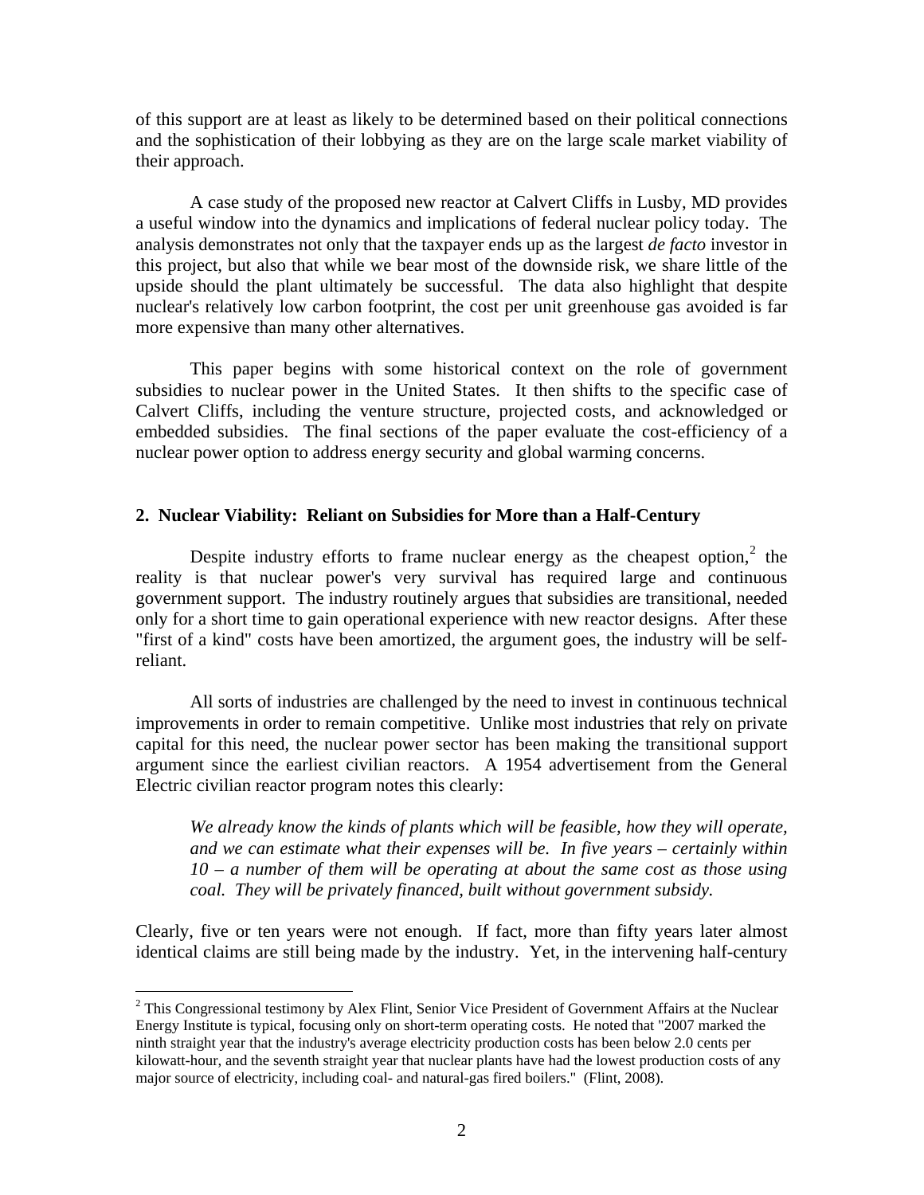of this support are at least as likely to be determined based on their political connections and the sophistication of their lobbying as they are on the large scale market viability of their approach.

A case study of the proposed new reactor at Calvert Cliffs in Lusby, MD provides a useful window into the dynamics and implications of federal nuclear policy today. The analysis demonstrates not only that the taxpayer ends up as the largest *de facto* investor in this project, but also that while we bear most of the downside risk, we share little of the upside should the plant ultimately be successful. The data also highlight that despite nuclear's relatively low carbon footprint, the cost per unit greenhouse gas avoided is far more expensive than many other alternatives.

This paper begins with some historical context on the role of government subsidies to nuclear power in the United States. It then shifts to the specific case of Calvert Cliffs, including the venture structure, projected costs, and acknowledged or embedded subsidies. The final sections of the paper evaluate the cost-efficiency of a nuclear power option to address energy security and global warming concerns.

## 2. Nuclear Viability: Reliant on Subsidies for More than a Half-Century

Despite industry efforts to frame nuclear energy as the cheapest option,[2] the reality is that nuclear power's very survival has required large and continuous government support. The industry routinely argues that subsidies are transitional, needed only for a short time to gain operational experience with new reactor designs. After these "first of a kind" costs have been amortized, the argument goes, the industry will be self-reliant.

All sorts of industries are challenged by the need to invest in continuous technical improvements in order to remain competitive. Unlike most industries that rely on private capital for this need, the nuclear power sector has been making the transitional support argument since the earliest civilian reactors. A 1954 advertisement from the General Electric civilian reactor program notes this clearly:

> *We already know the kinds of plants which will be feasible, how they will operate, and we can estimate what their expenses will be. In five years – certainly within 10 – a number of them will be operating at about the same cost as those using coal. They will be privately financed, built without government subsidy.*

Clearly, five or ten years were not enough. If fact, more than fifty years later almost identical claims are still being made by the industry. Yet, in the intervening half-century

[2] This Congressional testimony by Alex Flint, Senior Vice President of Government Affairs at the Nuclear Energy Institute is typical, focusing only on short-term operating costs. He noted that "2007 marked the ninth straight year that the industry's average electricity production costs has been below 2.0 cents per kilowatt-hour, and the seventh straight year that nuclear plants have had the lowest production costs of any major source of electricity, including coal- and natural-gas fired boilers." (Flint, 2008).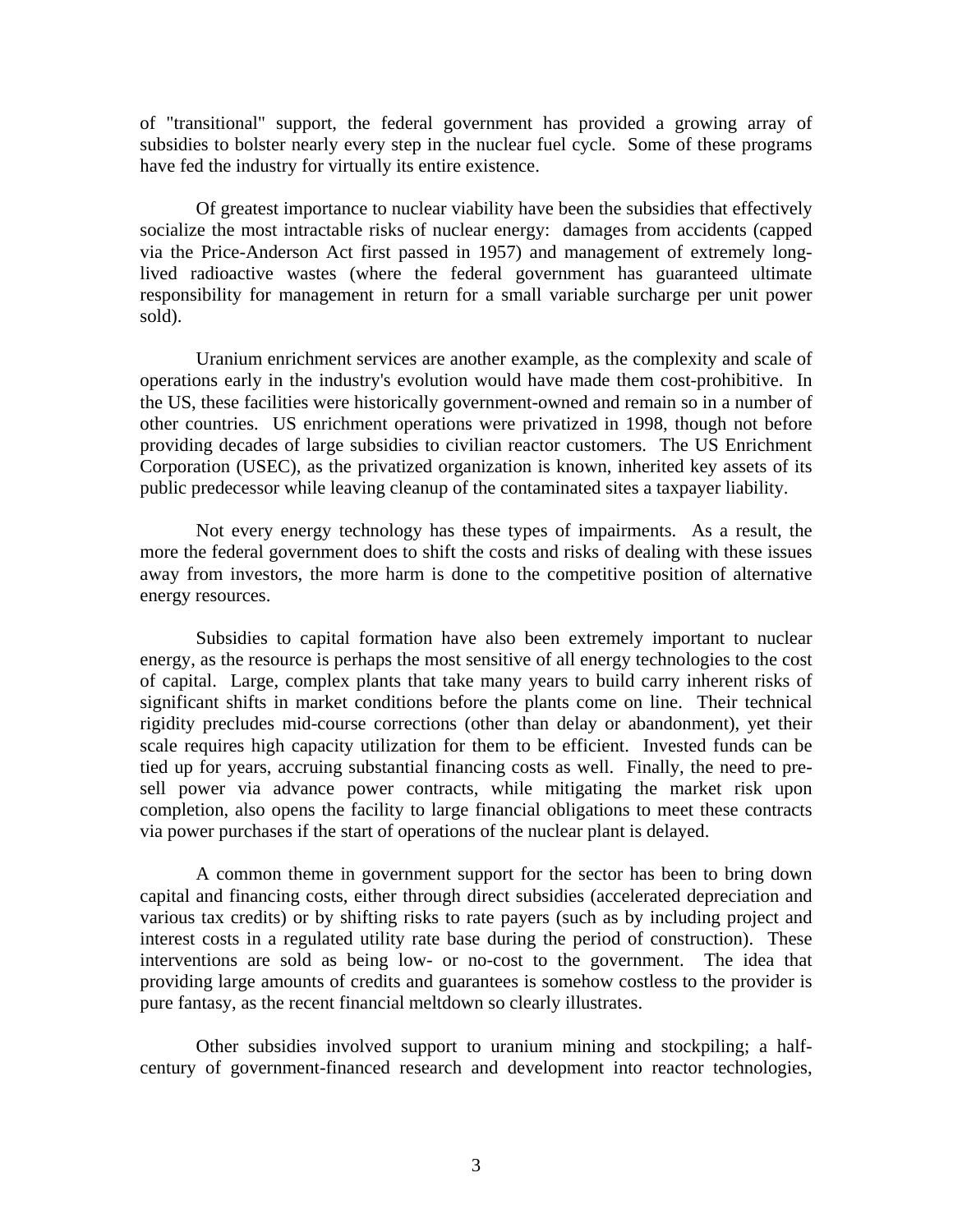of "transitional" support, the federal government has provided a growing array of subsidies to bolster nearly every step in the nuclear fuel cycle. Some of these programs have fed the industry for virtually its entire existence.

Of greatest importance to nuclear viability have been the subsidies that effectively socialize the most intractable risks of nuclear energy: damages from accidents (capped via the Price-Anderson Act first passed in 1957) and management of extremely long-lived radioactive wastes (where the federal government has guaranteed ultimate responsibility for management in return for a small variable surcharge per unit power sold).

Uranium enrichment services are another example, as the complexity and scale of operations early in the industry's evolution would have made them cost-prohibitive. In the US, these facilities were historically government-owned and remain so in a number of other countries. US enrichment operations were privatized in 1998, though not before providing decades of large subsidies to civilian reactor customers. The US Enrichment Corporation (USEC), as the privatized organization is known, inherited key assets of its public predecessor while leaving cleanup of the contaminated sites a taxpayer liability.

Not every energy technology has these types of impairments. As a result, the more the federal government does to shift the costs and risks of dealing with these issues away from investors, the more harm is done to the competitive position of alternative energy resources.

Subsidies to capital formation have also been extremely important to nuclear energy, as the resource is perhaps the most sensitive of all energy technologies to the cost of capital. Large, complex plants that take many years to build carry inherent risks of significant shifts in market conditions before the plants come on line. Their technical rigidity precludes mid-course corrections (other than delay or abandonment), yet their scale requires high capacity utilization for them to be efficient. Invested funds can be tied up for years, accruing substantial financing costs as well. Finally, the need to pre-sell power via advance power contracts, while mitigating the market risk upon completion, also opens the facility to large financial obligations to meet these contracts via power purchases if the start of operations of the nuclear plant is delayed.

A common theme in government support for the sector has been to bring down capital and financing costs, either through direct subsidies (accelerated depreciation and various tax credits) or by shifting risks to rate payers (such as by including project and interest costs in a regulated utility rate base during the period of construction). These interventions are sold as being low- or no-cost to the government. The idea that providing large amounts of credits and guarantees is somehow costless to the provider is pure fantasy, as the recent financial meltdown so clearly illustrates.

Other subsidies involved support to uranium mining and stockpiling; a half-century of government-financed research and development into reactor technologies,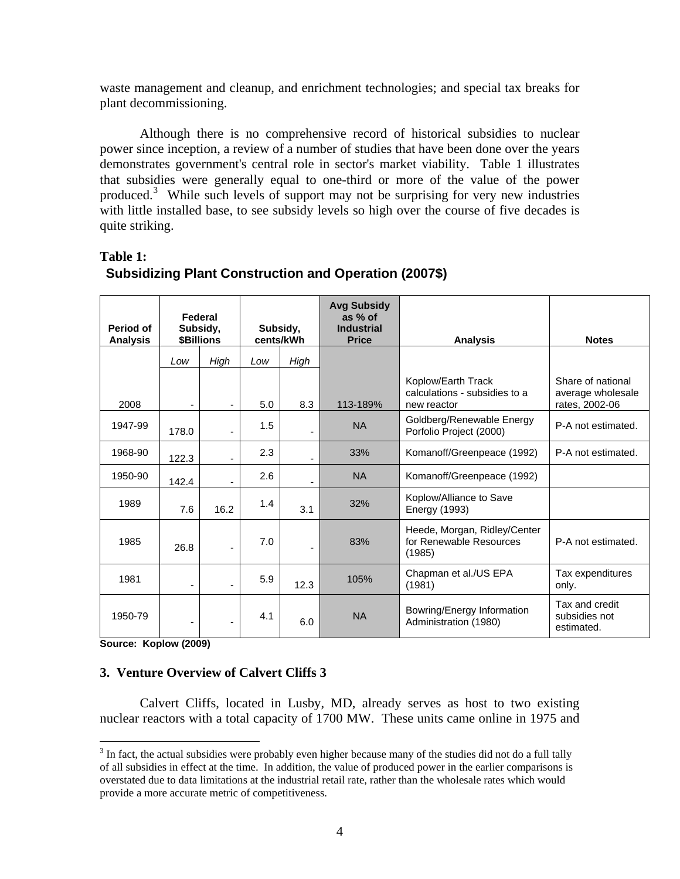waste management and cleanup, and enrichment technologies; and special tax breaks for plant decommissioning.

Although there is no comprehensive record of historical subsidies to nuclear power since inception, a review of a number of studies that have been done over the years demonstrates government's central role in sector's market viability. Table 1 illustrates that subsidies were generally equal to one-third or more of the value of the power produced.[3] While such levels of support may not be surprising for very new industries with little installed base, to see subsidy levels so high over the course of five decades is quite striking.

**Table 1:**

**Subsidizing Plant Construction and Operation (2007$)**

| Period of Analysis | Federal Subsidy, $Billions | | Subsidy, cents/kWh | | Avg Subsidy as % of Industrial Price | Analysis | Notes |
|---|---|---|---|---|---|---|---|
| | *Low* | *High* | *Low* | *High* | | | |
| 2008 | - | - | 5.0 | 8.3 | 113-189% | Koplow/Earth Track calculations - subsidies to a new reactor | Share of national average wholesale rates, 2002-06 |
| 1947-99 | 178.0 | - | 1.5 | - | NA | Goldberg/Renewable Energy Porfolio Project (2000) | P-A not estimated. |
| 1968-90 | 122.3 | - | 2.3 | - | 33% | Komanoff/Greenpeace (1992) | P-A not estimated. |
| 1950-90 | 142.4 | - | 2.6 | - | NA | Komanoff/Greenpeace (1992) | |
| 1989 | 7.6 | 16.2 | 1.4 | 3.1 | 32% | Koplow/Alliance to Save Energy (1993) | |
| 1985 | 26.8 | - | 7.0 | - | 83% | Heede, Morgan, Ridley/Center for Renewable Resources (1985) | P-A not estimated. |
| 1981 | - | - | 5.9 | 12.3 | 105% | Chapman et al./US EPA (1981) | Tax expenditures only. |
| 1950-79 | - | - | 4.1 | 6.0 | NA | Bowring/Energy Information Administration (1980) | Tax and credit subsidies not estimated. |

**Source: Koplow (2009)**

### 3. Venture Overview of Calvert Cliffs 3

Calvert Cliffs, located in Lusby, MD, already serves as host to two existing nuclear reactors with a total capacity of 1700 MW. These units came online in 1975 and

[3] In fact, the actual subsidies were probably even higher because many of the studies did not do a full tally of all subsidies in effect at the time. In addition, the value of produced power in the earlier comparisons is overstated due to data limitations at the industrial retail rate, rather than the wholesale rates which would provide a more accurate metric of competitiveness.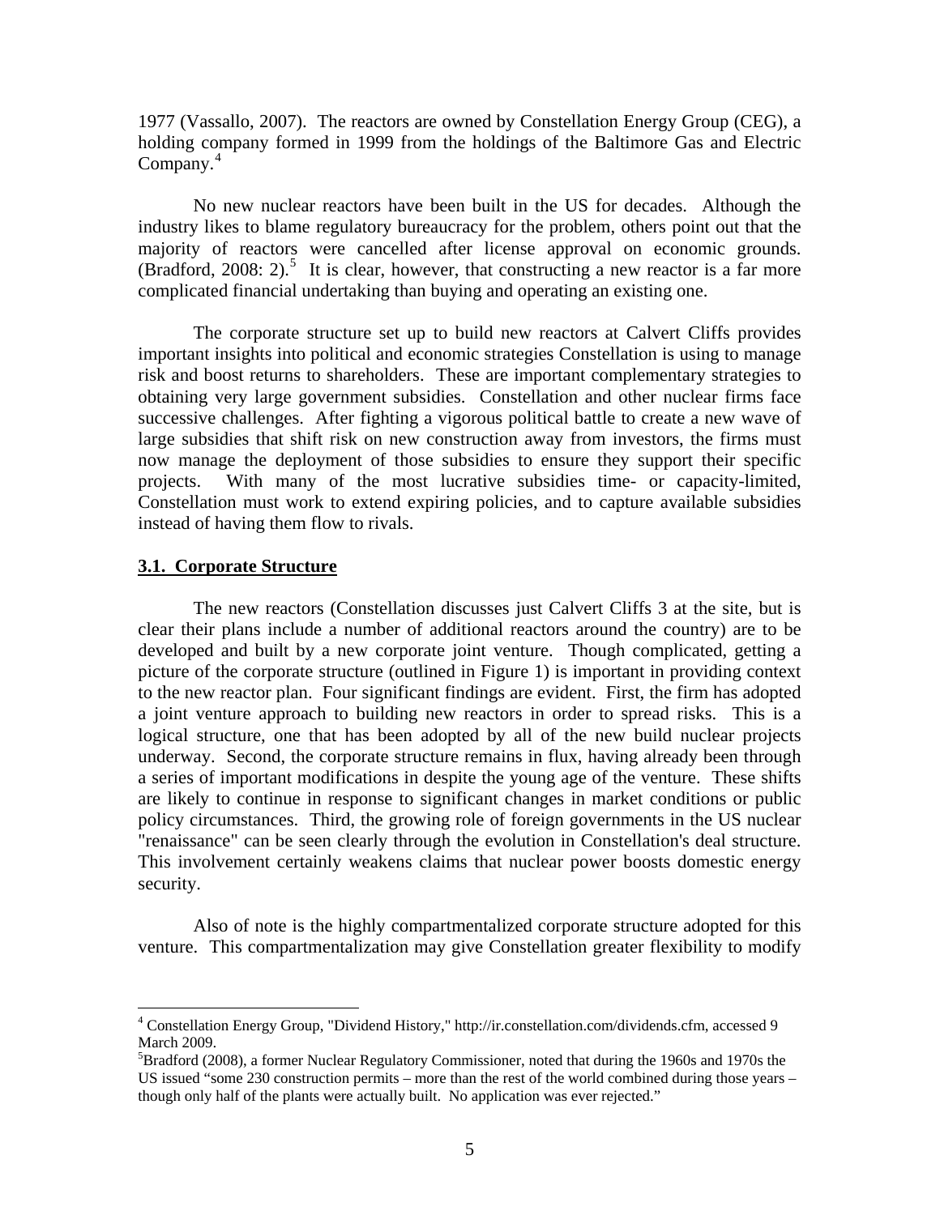1977 (Vassallo, 2007). The reactors are owned by Constellation Energy Group (CEG), a holding company formed in 1999 from the holdings of the Baltimore Gas and Electric Company.[4]

No new nuclear reactors have been built in the US for decades. Although the industry likes to blame regulatory bureaucracy for the problem, others point out that the majority of reactors were cancelled after license approval on economic grounds. (Bradford, 2008: 2).[5] It is clear, however, that constructing a new reactor is a far more complicated financial undertaking than buying and operating an existing one.

The corporate structure set up to build new reactors at Calvert Cliffs provides important insights into political and economic strategies Constellation is using to manage risk and boost returns to shareholders. These are important complementary strategies to obtaining very large government subsidies. Constellation and other nuclear firms face successive challenges. After fighting a vigorous political battle to create a new wave of large subsidies that shift risk on new construction away from investors, the firms must now manage the deployment of those subsidies to ensure they support their specific projects. With many of the most lucrative subsidies time- or capacity-limited, Constellation must work to extend expiring policies, and to capture available subsidies instead of having them flow to rivals.

## 3.1. Corporate Structure

The new reactors (Constellation discusses just Calvert Cliffs 3 at the site, but is clear their plans include a number of additional reactors around the country) are to be developed and built by a new corporate joint venture. Though complicated, getting a picture of the corporate structure (outlined in Figure 1) is important in providing context to the new reactor plan. Four significant findings are evident. First, the firm has adopted a joint venture approach to building new reactors in order to spread risks. This is a logical structure, one that has been adopted by all of the new build nuclear projects underway. Second, the corporate structure remains in flux, having already been through a series of important modifications in despite the young age of the venture. These shifts are likely to continue in response to significant changes in market conditions or public policy circumstances. Third, the growing role of foreign governments in the US nuclear "renaissance" can be seen clearly through the evolution in Constellation's deal structure. This involvement certainly weakens claims that nuclear power boosts domestic energy security.

Also of note is the highly compartmentalized corporate structure adopted for this venture. This compartmentalization may give Constellation greater flexibility to modify

---

[4] Constellation Energy Group, "Dividend History," http://ir.constellation.com/dividends.cfm, accessed 9 March 2009.

[5] Bradford (2008), a former Nuclear Regulatory Commissioner, noted that during the 1960s and 1970s the US issued "some 230 construction permits – more than the rest of the world combined during those years – though only half of the plants were actually built. No application was ever rejected."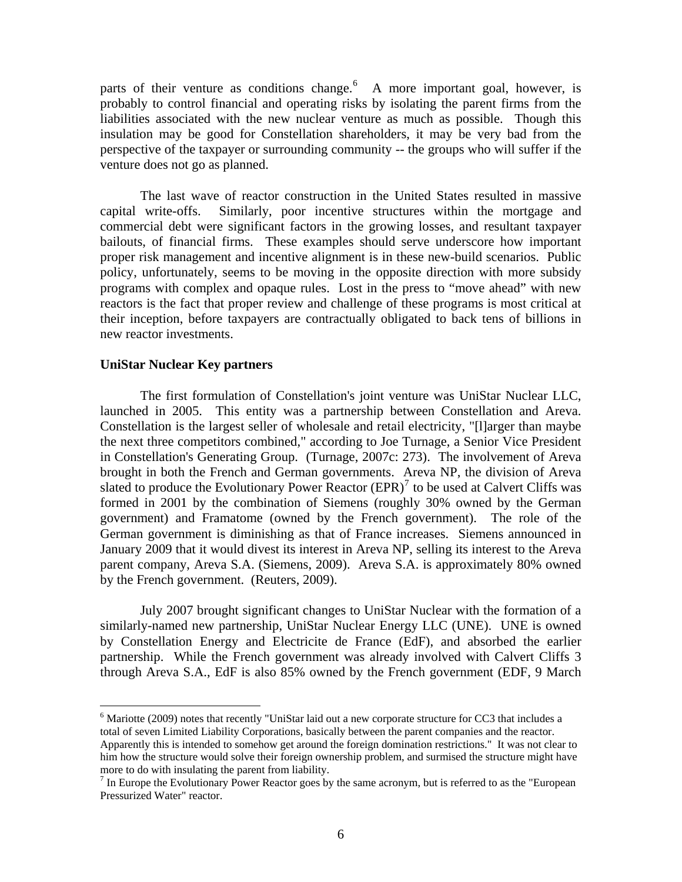parts of their venture as conditions change.[6] A more important goal, however, is probably to control financial and operating risks by isolating the parent firms from the liabilities associated with the new nuclear venture as much as possible. Though this insulation may be good for Constellation shareholders, it may be very bad from the perspective of the taxpayer or surrounding community -- the groups who will suffer if the venture does not go as planned.

The last wave of reactor construction in the United States resulted in massive capital write-offs. Similarly, poor incentive structures within the mortgage and commercial debt were significant factors in the growing losses, and resultant taxpayer bailouts, of financial firms. These examples should serve underscore how important proper risk management and incentive alignment is in these new-build scenarios. Public policy, unfortunately, seems to be moving in the opposite direction with more subsidy programs with complex and opaque rules. Lost in the press to "move ahead" with new reactors is the fact that proper review and challenge of these programs is most critical at their inception, before taxpayers are contractually obligated to back tens of billions in new reactor investments.

**UniStar Nuclear Key partners**

The first formulation of Constellation's joint venture was UniStar Nuclear LLC, launched in 2005. This entity was a partnership between Constellation and Areva. Constellation is the largest seller of wholesale and retail electricity, "[l]arger than maybe the next three competitors combined," according to Joe Turnage, a Senior Vice President in Constellation's Generating Group. (Turnage, 2007c: 273). The involvement of Areva brought in both the French and German governments. Areva NP, the division of Areva slated to produce the Evolutionary Power Reactor (EPR)[7] to be used at Calvert Cliffs was formed in 2001 by the combination of Siemens (roughly 30% owned by the German government) and Framatome (owned by the French government). The role of the German government is diminishing as that of France increases. Siemens announced in January 2009 that it would divest its interest in Areva NP, selling its interest to the Areva parent company, Areva S.A. (Siemens, 2009). Areva S.A. is approximately 80% owned by the French government. (Reuters, 2009).

July 2007 brought significant changes to UniStar Nuclear with the formation of a similarly-named new partnership, UniStar Nuclear Energy LLC (UNE). UNE is owned by Constellation Energy and Electricite de France (EdF), and absorbed the earlier partnership. While the French government was already involved with Calvert Cliffs 3 through Areva S.A., EdF is also 85% owned by the French government (EDF, 9 March

[6] Mariotte (2009) notes that recently "UniStar laid out a new corporate structure for CC3 that includes a total of seven Limited Liability Corporations, basically between the parent companies and the reactor. Apparently this is intended to somehow get around the foreign domination restrictions." It was not clear to him how the structure would solve their foreign ownership problem, and surmised the structure might have more to do with insulating the parent from liability.

[7] In Europe the Evolutionary Power Reactor goes by the same acronym, but is referred to as the "European Pressurized Water" reactor.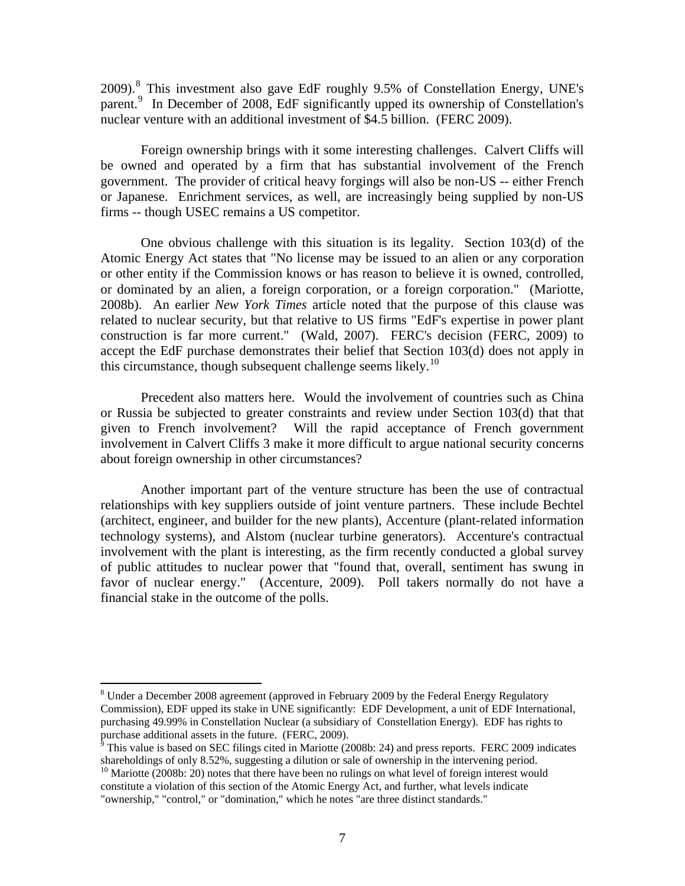2009).[8] This investment also gave EdF roughly 9.5% of Constellation Energy, UNE's parent.[9] In December of 2008, EdF significantly upped its ownership of Constellation's nuclear venture with an additional investment of $4.5 billion. (FERC 2009).

Foreign ownership brings with it some interesting challenges. Calvert Cliffs will be owned and operated by a firm that has substantial involvement of the French government. The provider of critical heavy forgings will also be non-US -- either French or Japanese. Enrichment services, as well, are increasingly being supplied by non-US firms -- though USEC remains a US competitor.

One obvious challenge with this situation is its legality. Section 103(d) of the Atomic Energy Act states that "No license may be issued to an alien or any corporation or other entity if the Commission knows or has reason to believe it is owned, controlled, or dominated by an alien, a foreign corporation, or a foreign corporation." (Mariotte, 2008b). An earlier *New York Times* article noted that the purpose of this clause was related to nuclear security, but that relative to US firms "EdF's expertise in power plant construction is far more current." (Wald, 2007). FERC's decision (FERC, 2009) to accept the EdF purchase demonstrates their belief that Section 103(d) does not apply in this circumstance, though subsequent challenge seems likely.[10]

Precedent also matters here. Would the involvement of countries such as China or Russia be subjected to greater constraints and review under Section 103(d) that that given to French involvement? Will the rapid acceptance of French government involvement in Calvert Cliffs 3 make it more difficult to argue national security concerns about foreign ownership in other circumstances?

Another important part of the venture structure has been the use of contractual relationships with key suppliers outside of joint venture partners. These include Bechtel (architect, engineer, and builder for the new plants), Accenture (plant-related information technology systems), and Alstom (nuclear turbine generators). Accenture's contractual involvement with the plant is interesting, as the firm recently conducted a global survey of public attitudes to nuclear power that "found that, overall, sentiment has swung in favor of nuclear energy." (Accenture, 2009). Poll takers normally do not have a financial stake in the outcome of the polls.

---

[8] Under a December 2008 agreement (approved in February 2009 by the Federal Energy Regulatory Commission), EDF upped its stake in UNE significantly: EDF Development, a unit of EDF International, purchasing 49.99% in Constellation Nuclear (a subsidiary of Constellation Energy). EDF has rights to purchase additional assets in the future. (FERC, 2009).

[9] This value is based on SEC filings cited in Mariotte (2008b: 24) and press reports. FERC 2009 indicates shareholdings of only 8.52%, suggesting a dilution or sale of ownership in the intervening period.

[10] Mariotte (2008b: 20) notes that there have been no rulings on what level of foreign interest would constitute a violation of this section of the Atomic Energy Act, and further, what levels indicate "ownership," "control," or "domination," which he notes "are three distinct standards."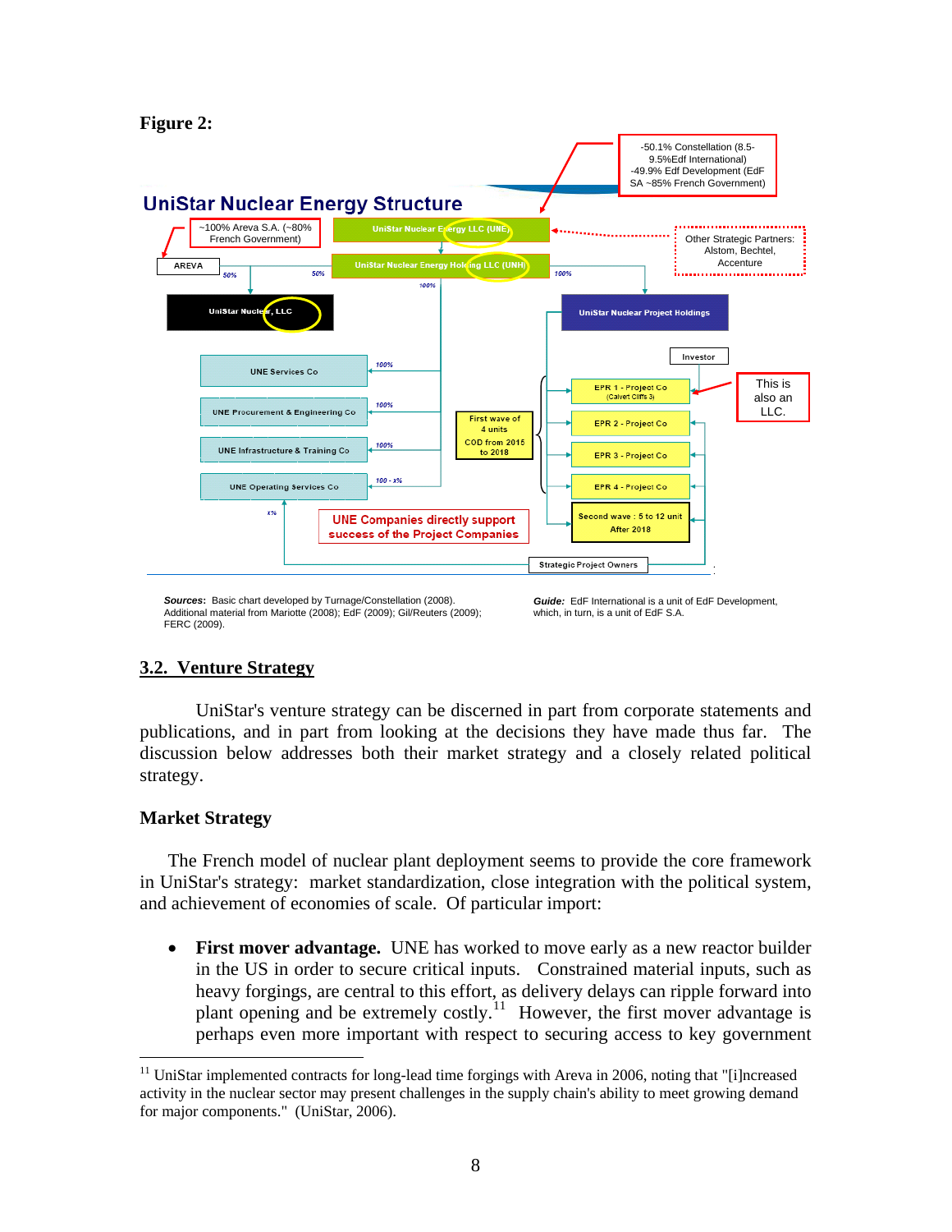**Figure 2:**

UniStar Nuclear Energy Structure

-50.1% Constellation (8.5-9.5%Edf International)
-49.9% Edf Development (EdF SA ~85% French Government)

~100% Areva S.A. (~80% French Government)

AREVA

UniStar Nuclear Energy LLC (UNE)

UniStar Nuclear Energy Holding LLC (UNH)

Other Strategic Partners: Alstom, Bechtel, Accenture

50% 50% 100% 100%

UniStar Nuclear, LLC

UniStar Nuclear Project Holdings

Investor

UNE Services Co — 100%

UNE Procurement & Engineering Co — 100%

UNE Infrastructure & Training Co — 100%

UNE Operating Services Co — 100 - x%

x%

First wave of 4 units COD from 2015 to 2018

EPR 1 - Project Co (Calvert Cliffs 3)

EPR 2 - Project Co

EPR 3 - Project Co

EPR 4 - Project Co

Second wave : 5 to 12 unit After 2018

This is also an LLC.

UNE Companies directly support success of the Project Companies

Strategic Project Owners

**Sources**: Basic chart developed by Turnage/Constellation (2008). Additional material from Mariotte (2008); EdF (2009); Gil/Reuters (2009); FERC (2009).

***Guide:*** EdF International is a unit of EdF Development, which, in turn, is a unit of EdF S.A.

## 3.2. Venture Strategy

UniStar's venture strategy can be discerned in part from corporate statements and publications, and in part from looking at the decisions they have made thus far. The discussion below addresses both their market strategy and a closely related political strategy.

### Market Strategy

The French model of nuclear plant deployment seems to provide the core framework in UniStar's strategy: market standardization, close integration with the political system, and achievement of economies of scale. Of particular import:

- **First mover advantage.** UNE has worked to move early as a new reactor builder in the US in order to secure critical inputs. Constrained material inputs, such as heavy forgings, are central to this effort, as delivery delays can ripple forward into plant opening and be extremely costly.[11] However, the first mover advantage is perhaps even more important with respect to securing access to key government

[11] UniStar implemented contracts for long-lead time forgings with Areva in 2006, noting that "[i]ncreased activity in the nuclear sector may present challenges in the supply chain's ability to meet growing demand for major components." (UniStar, 2006).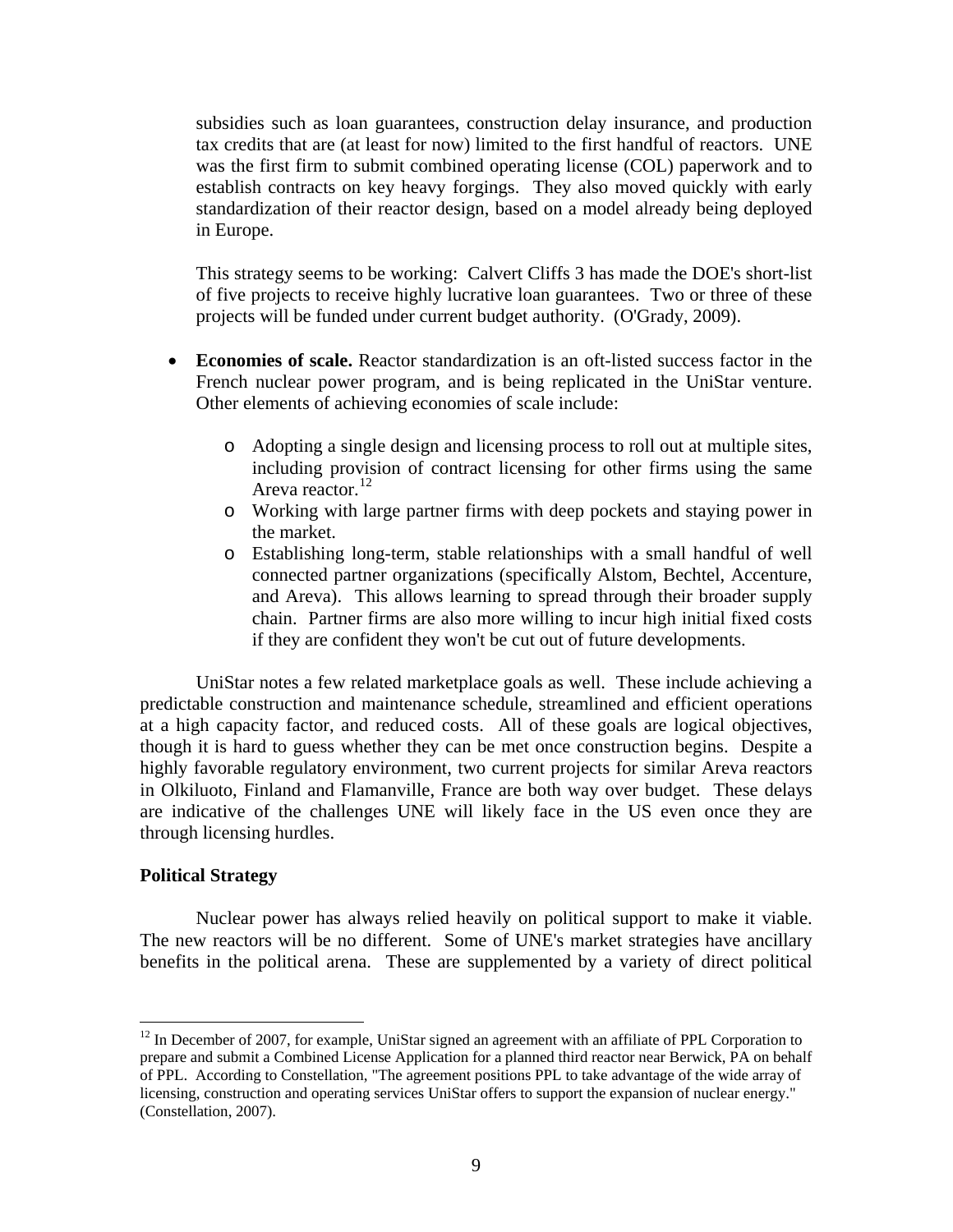subsidies such as loan guarantees, construction delay insurance, and production tax credits that are (at least for now) limited to the first handful of reactors. UNE was the first firm to submit combined operating license (COL) paperwork and to establish contracts on key heavy forgings. They also moved quickly with early standardization of their reactor design, based on a model already being deployed in Europe.

This strategy seems to be working: Calvert Cliffs 3 has made the DOE's short-list of five projects to receive highly lucrative loan guarantees. Two or three of these projects will be funded under current budget authority. (O'Grady, 2009).

- **Economies of scale.** Reactor standardization is an oft-listed success factor in the French nuclear power program, and is being replicated in the UniStar venture. Other elements of achieving economies of scale include:
    - Adopting a single design and licensing process to roll out at multiple sites, including provision of contract licensing for other firms using the same Areva reactor.[12]
    - Working with large partner firms with deep pockets and staying power in the market.
    - Establishing long-term, stable relationships with a small handful of well connected partner organizations (specifically Alstom, Bechtel, Accenture, and Areva). This allows learning to spread through their broader supply chain. Partner firms are also more willing to incur high initial fixed costs if they are confident they won't be cut out of future developments.

UniStar notes a few related marketplace goals as well. These include achieving a predictable construction and maintenance schedule, streamlined and efficient operations at a high capacity factor, and reduced costs. All of these goals are logical objectives, though it is hard to guess whether they can be met once construction begins. Despite a highly favorable regulatory environment, two current projects for similar Areva reactors in Olkiluoto, Finland and Flamanville, France are both way over budget. These delays are indicative of the challenges UNE will likely face in the US even once they are through licensing hurdles.

**Political Strategy**

Nuclear power has always relied heavily on political support to make it viable. The new reactors will be no different. Some of UNE's market strategies have ancillary benefits in the political arena. These are supplemented by a variety of direct political

[12] In December of 2007, for example, UniStar signed an agreement with an affiliate of PPL Corporation to prepare and submit a Combined License Application for a planned third reactor near Berwick, PA on behalf of PPL. According to Constellation, "The agreement positions PPL to take advantage of the wide array of licensing, construction and operating services UniStar offers to support the expansion of nuclear energy." (Constellation, 2007).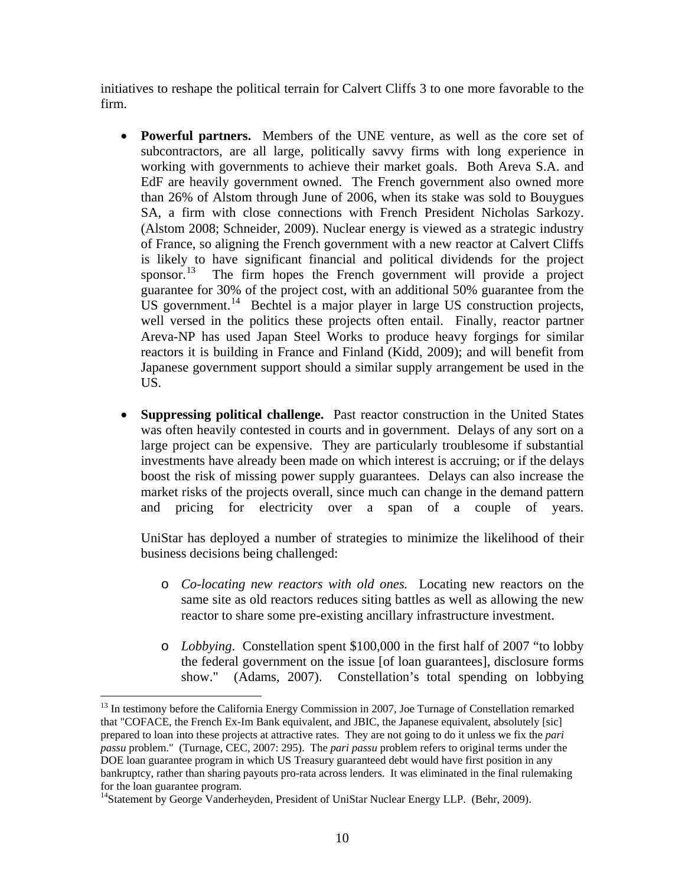initiatives to reshape the political terrain for Calvert Cliffs 3 to one more favorable to the firm.

- **Powerful partners.** Members of the UNE venture, as well as the core set of subcontractors, are all large, politically savvy firms with long experience in working with governments to achieve their market goals. Both Areva S.A. and EdF are heavily government owned. The French government also owned more than 26% of Alstom through June of 2006, when its stake was sold to Bouygues SA, a firm with close connections with French President Nicholas Sarkozy. (Alstom 2008; Schneider, 2009). Nuclear energy is viewed as a strategic industry of France, so aligning the French government with a new reactor at Calvert Cliffs is likely to have significant financial and political dividends for the project sponsor.[13] The firm hopes the French government will provide a project guarantee for 30% of the project cost, with an additional 50% guarantee from the US government.[14] Bechtel is a major player in large US construction projects, well versed in the politics these projects often entail. Finally, reactor partner Areva-NP has used Japan Steel Works to produce heavy forgings for similar reactors it is building in France and Finland (Kidd, 2009); and will benefit from Japanese government support should a similar supply arrangement be used in the US.

- **Suppressing political challenge.** Past reactor construction in the United States was often heavily contested in courts and in government. Delays of any sort on a large project can be expensive. They are particularly troublesome if substantial investments have already been made on which interest is accruing; or if the delays boost the risk of missing power supply guarantees. Delays can also increase the market risks of the projects overall, since much can change in the demand pattern and pricing for electricity over a span of a couple of years.

  UniStar has deployed a number of strategies to minimize the likelihood of their business decisions being challenged:

  - *Co-locating new reactors with old ones.* Locating new reactors on the same site as old reactors reduces siting battles as well as allowing the new reactor to share some pre-existing ancillary infrastructure investment.

  - *Lobbying*. Constellation spent $100,000 in the first half of 2007 "to lobby the federal government on the issue [of loan guarantees], disclosure forms show." (Adams, 2007). Constellation's total spending on lobbying

---

[13] In testimony before the California Energy Commission in 2007, Joe Turnage of Constellation remarked that "COFACE, the French Ex-Im Bank equivalent, and JBIC, the Japanese equivalent, absolutely [sic] prepared to loan into these projects at attractive rates. They are not going to do it unless we fix the *pari passu* problem." (Turnage, CEC, 2007: 295). The *pari passu* problem refers to original terms under the DOE loan guarantee program in which US Treasury guaranteed debt would have first position in any bankruptcy, rather than sharing payouts pro-rata across lenders. It was eliminated in the final rulemaking for the loan guarantee program.

[14] Statement by George Vanderheyden, President of UniStar Nuclear Energy LLP. (Behr, 2009).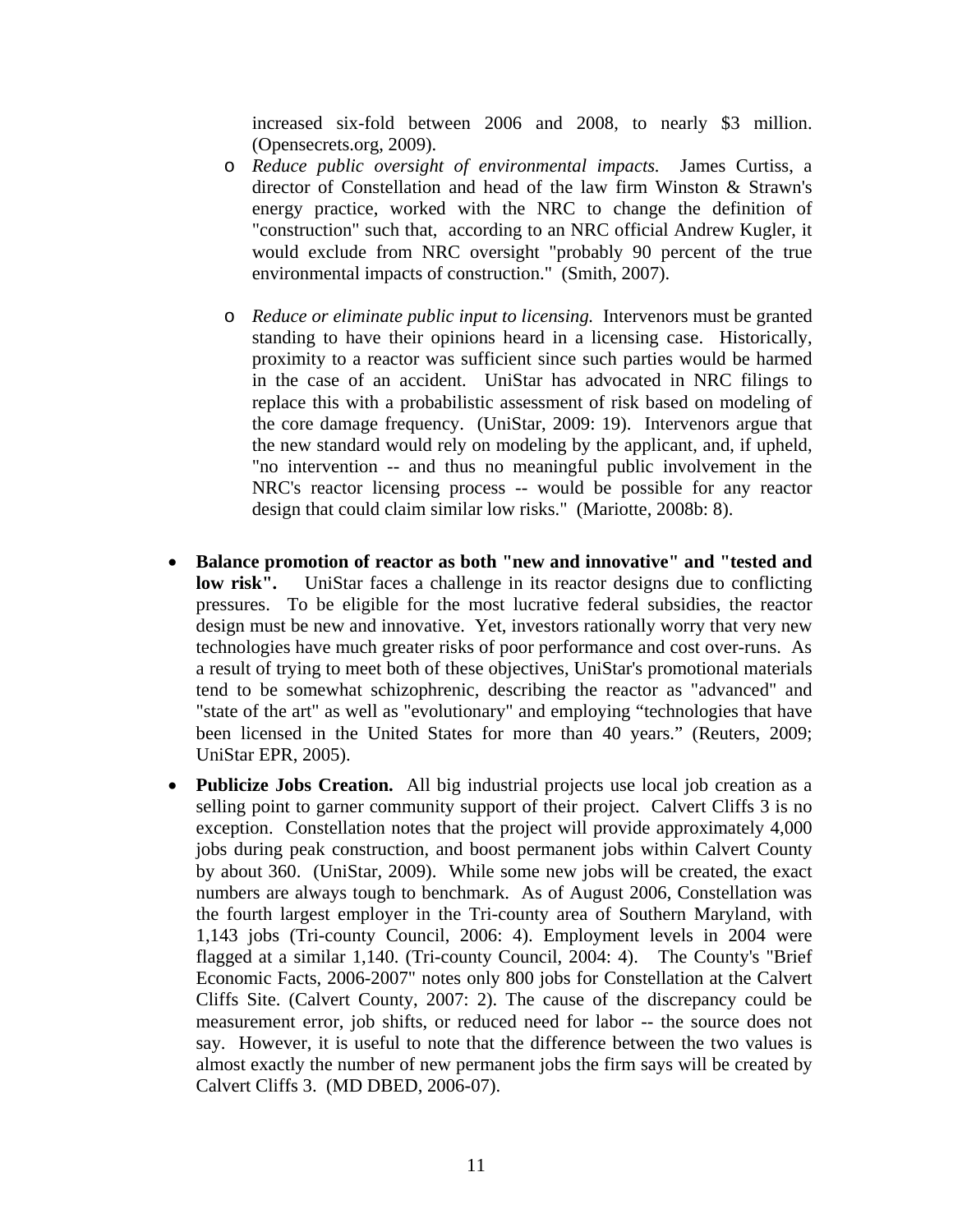increased six-fold between 2006 and 2008, to nearly $3 million. (Opensecrets.org, 2009).

- *Reduce public oversight of environmental impacts.* James Curtiss, a director of Constellation and head of the law firm Winston & Strawn's energy practice, worked with the NRC to change the definition of "construction" such that, according to an NRC official Andrew Kugler, it would exclude from NRC oversight "probably 90 percent of the true environmental impacts of construction." (Smith, 2007).

- *Reduce or eliminate public input to licensing.* Intervenors must be granted standing to have their opinions heard in a licensing case. Historically, proximity to a reactor was sufficient since such parties would be harmed in the case of an accident. UniStar has advocated in NRC filings to replace this with a probabilistic assessment of risk based on modeling of the core damage frequency. (UniStar, 2009: 19). Intervenors argue that the new standard would rely on modeling by the applicant, and, if upheld, "no intervention -- and thus no meaningful public involvement in the NRC's reactor licensing process -- would be possible for any reactor design that could claim similar low risks." (Mariotte, 2008b: 8).

- **Balance promotion of reactor as both "new and innovative" and "tested and low risk".** UniStar faces a challenge in its reactor designs due to conflicting pressures. To be eligible for the most lucrative federal subsidies, the reactor design must be new and innovative. Yet, investors rationally worry that very new technologies have much greater risks of poor performance and cost over-runs. As a result of trying to meet both of these objectives, UniStar's promotional materials tend to be somewhat schizophrenic, describing the reactor as "advanced" and "state of the art" as well as "evolutionary" and employing "technologies that have been licensed in the United States for more than 40 years." (Reuters, 2009; UniStar EPR, 2005).

- **Publicize Jobs Creation.** All big industrial projects use local job creation as a selling point to garner community support of their project. Calvert Cliffs 3 is no exception. Constellation notes that the project will provide approximately 4,000 jobs during peak construction, and boost permanent jobs within Calvert County by about 360. (UniStar, 2009). While some new jobs will be created, the exact numbers are always tough to benchmark. As of August 2006, Constellation was the fourth largest employer in the Tri-county area of Southern Maryland, with 1,143 jobs (Tri-county Council, 2006: 4). Employment levels in 2004 were flagged at a similar 1,140. (Tri-county Council, 2004: 4). The County's "Brief Economic Facts, 2006-2007" notes only 800 jobs for Constellation at the Calvert Cliffs Site. (Calvert County, 2007: 2). The cause of the discrepancy could be measurement error, job shifts, or reduced need for labor -- the source does not say. However, it is useful to note that the difference between the two values is almost exactly the number of new permanent jobs the firm says will be created by Calvert Cliffs 3. (MD DBED, 2006-07).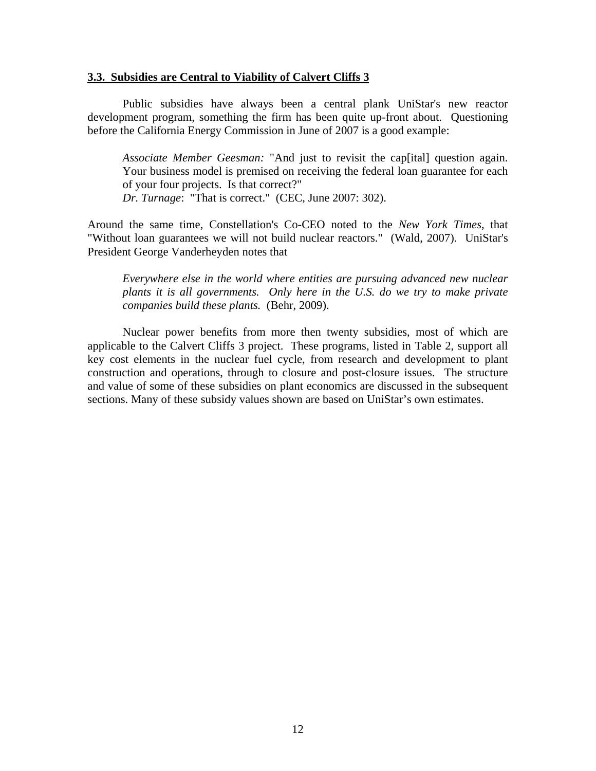### 3.3. Subsidies are Central to Viability of Calvert Cliffs 3

Public subsidies have always been a central plank UniStar's new reactor development program, something the firm has been quite up-front about. Questioning before the California Energy Commission in June of 2007 is a good example:

> *Associate Member Geesman:* "And just to revisit the cap[ital] question again. Your business model is premised on receiving the federal loan guarantee for each of your four projects. Is that correct?"
> *Dr. Turnage*: "That is correct." (CEC, June 2007: 302).

Around the same time, Constellation's Co-CEO noted to the *New York Times*, that "Without loan guarantees we will not build nuclear reactors." (Wald, 2007). UniStar's President George Vanderheyden notes that

> *Everywhere else in the world where entities are pursuing advanced new nuclear plants it is all governments. Only here in the U.S. do we try to make private companies build these plants.* (Behr, 2009).

Nuclear power benefits from more then twenty subsidies, most of which are applicable to the Calvert Cliffs 3 project. These programs, listed in Table 2, support all key cost elements in the nuclear fuel cycle, from research and development to plant construction and operations, through to closure and post-closure issues. The structure and value of some of these subsidies on plant economics are discussed in the subsequent sections. Many of these subsidy values shown are based on UniStar's own estimates.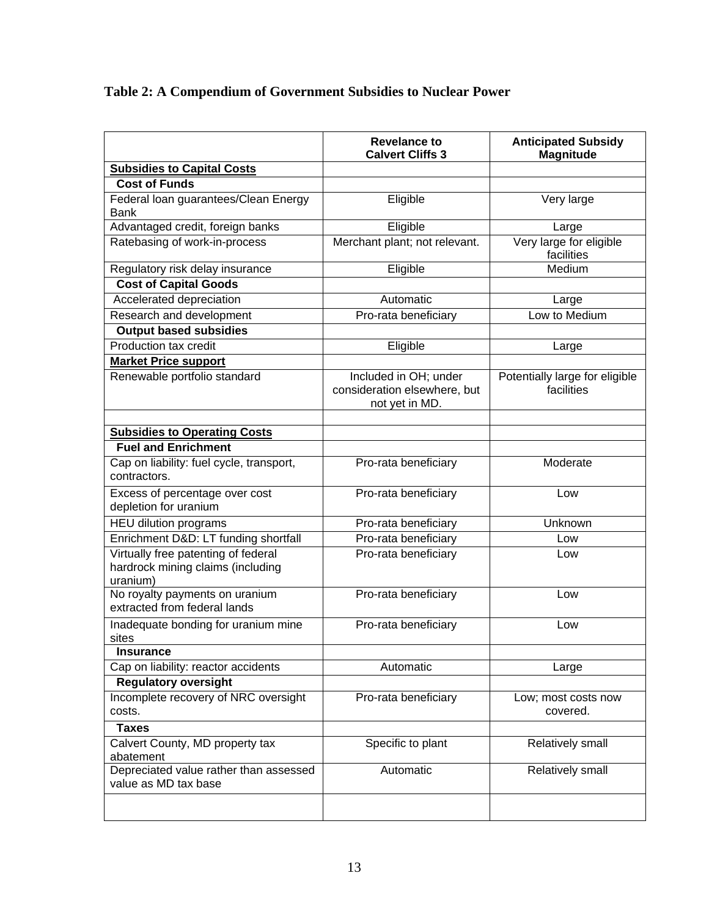## Table 2: A Compendium of Government Subsidies to Nuclear Power

| | Revelance to Calvert Cliffs 3 | Anticipated Subsidy Magnitude |
|---|---|---|
| **Subsidies to Capital Costs** | | |
| **Cost of Funds** | | |
| Federal loan guarantees/Clean Energy Bank | Eligible | Very large |
| Advantaged credit, foreign banks | Eligible | Large |
| Ratebasing of work-in-process | Merchant plant; not relevant. | Very large for eligible facilities |
| Regulatory risk delay insurance | Eligible | Medium |
| **Cost of Capital Goods** | | |
| Accelerated depreciation | Automatic | Large |
| Research and development | Pro-rata beneficiary | Low to Medium |
| **Output based subsidies** | | |
| Production tax credit | Eligible | Large |
| **Market Price support** | | |
| Renewable portfolio standard | Included in OH; under consideration elsewhere, but not yet in MD. | Potentially large for eligible facilities |
| | | |
| **Subsidies to Operating Costs** | | |
| **Fuel and Enrichment** | | |
| Cap on liability: fuel cycle, transport, contractors. | Pro-rata beneficiary | Moderate |
| Excess of percentage over cost depletion for uranium | Pro-rata beneficiary | Low |
| HEU dilution programs | Pro-rata beneficiary | Unknown |
| Enrichment D&D: LT funding shortfall | Pro-rata beneficiary | Low |
| Virtually free patenting of federal hardrock mining claims (including uranium) | Pro-rata beneficiary | Low |
| No royalty payments on uranium extracted from federal lands | Pro-rata beneficiary | Low |
| Inadequate bonding for uranium mine sites | Pro-rata beneficiary | Low |
| **Insurance** | | |
| Cap on liability: reactor accidents | Automatic | Large |
| **Regulatory oversight** | | |
| Incomplete recovery of NRC oversight costs. | Pro-rata beneficiary | Low; most costs now covered. |
| **Taxes** | | |
| Calvert County, MD property tax abatement | Specific to plant | Relatively small |
| Depreciated value rather than assessed value as MD tax base | Automatic | Relatively small |
| | | |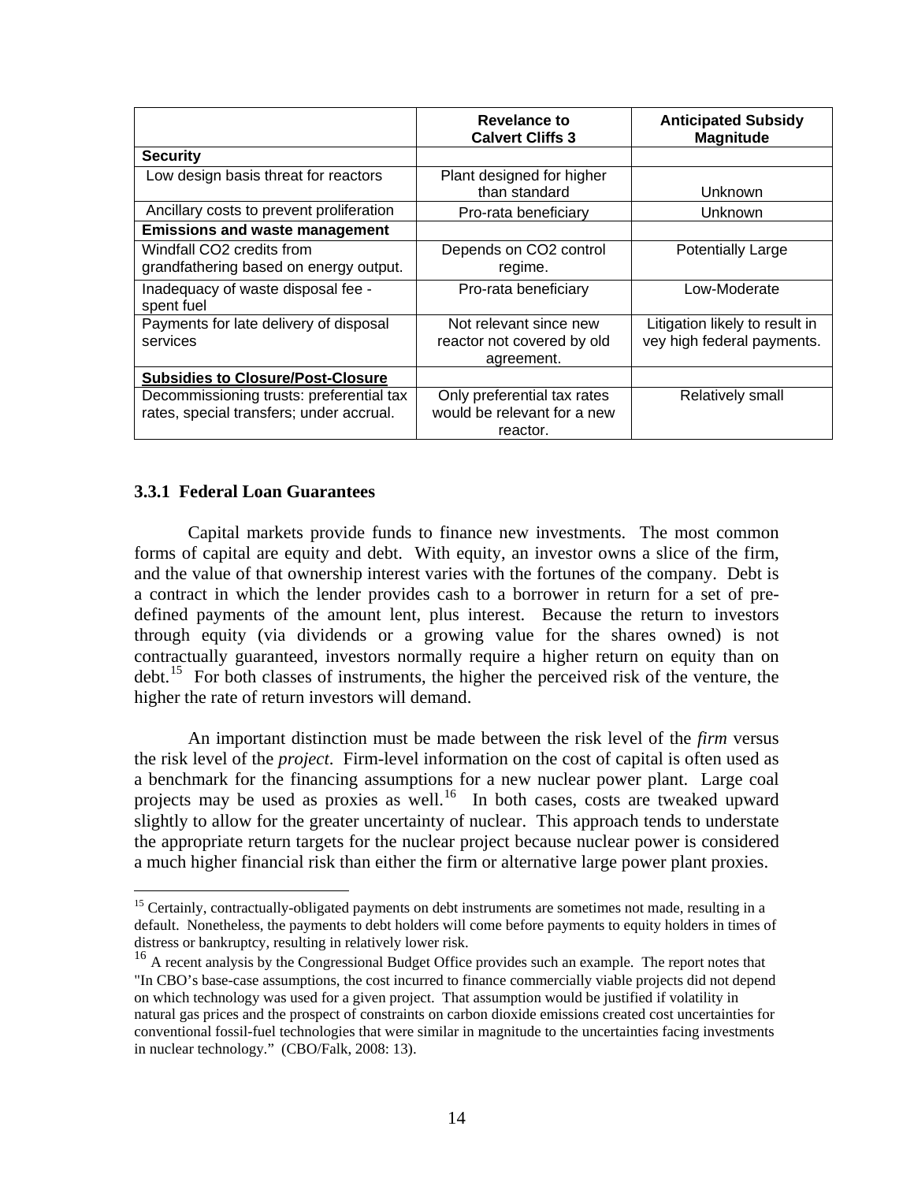| | Revelance to Calvert Cliffs 3 | Anticipated Subsidy Magnitude |
|---|---|---|
| **Security** | | |
| Low design basis threat for reactors | Plant designed for higher than standard | Unknown |
| Ancillary costs to prevent proliferation | Pro-rata beneficiary | Unknown |
| **Emissions and waste management** | | |
| Windfall CO2 credits from grandfathering based on energy output. | Depends on CO2 control regime. | Potentially Large |
| Inadequacy of waste disposal fee - spent fuel | Pro-rata beneficiary | Low-Moderate |
| Payments for late delivery of disposal services | Not relevant since new reactor not covered by old agreement. | Litigation likely to result in vey high federal payments. |
| **Subsidies to Closure/Post-Closure** | | |
| Decommissioning trusts: preferential tax rates, special transfers; under accrual. | Only preferential tax rates would be relevant for a new reactor. | Relatively small |

### 3.3.1 Federal Loan Guarantees

Capital markets provide funds to finance new investments. The most common forms of capital are equity and debt. With equity, an investor owns a slice of the firm, and the value of that ownership interest varies with the fortunes of the company. Debt is a contract in which the lender provides cash to a borrower in return for a set of pre-defined payments of the amount lent, plus interest. Because the return to investors through equity (via dividends or a growing value for the shares owned) is not contractually guaranteed, investors normally require a higher return on equity than on debt.[15] For both classes of instruments, the higher the perceived risk of the venture, the higher the rate of return investors will demand.

An important distinction must be made between the risk level of the *firm* versus the risk level of the *project*. Firm-level information on the cost of capital is often used as a benchmark for the financing assumptions for a new nuclear power plant. Large coal projects may be used as proxies as well.[16] In both cases, costs are tweaked upward slightly to allow for the greater uncertainty of nuclear. This approach tends to understate the appropriate return targets for the nuclear project because nuclear power is considered a much higher financial risk than either the firm or alternative large power plant proxies.

[15] Certainly, contractually-obligated payments on debt instruments are sometimes not made, resulting in a default. Nonetheless, the payments to debt holders will come before payments to equity holders in times of distress or bankruptcy, resulting in relatively lower risk.

[16] A recent analysis by the Congressional Budget Office provides such an example. The report notes that "In CBO's base-case assumptions, the cost incurred to finance commercially viable projects did not depend on which technology was used for a given project. That assumption would be justified if volatility in natural gas prices and the prospect of constraints on carbon dioxide emissions created cost uncertainties for conventional fossil-fuel technologies that were similar in magnitude to the uncertainties facing investments in nuclear technology." (CBO/Falk, 2008: 13).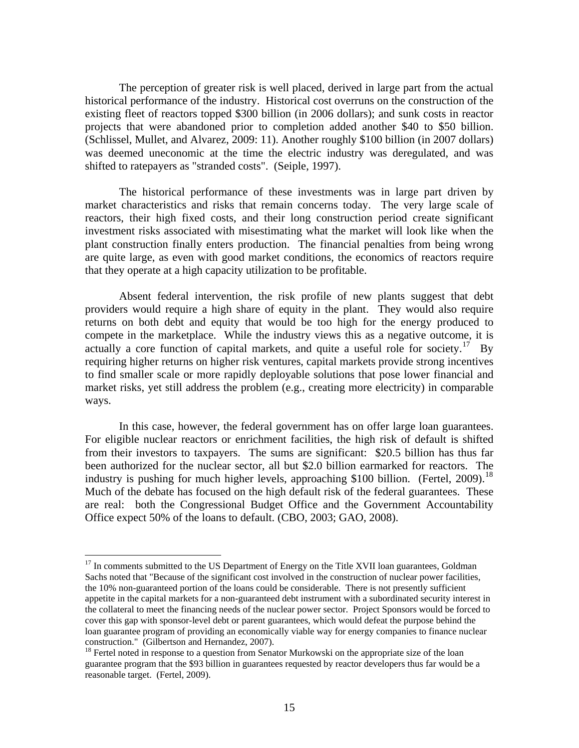The perception of greater risk is well placed, derived in large part from the actual historical performance of the industry. Historical cost overruns on the construction of the existing fleet of reactors topped $300 billion (in 2006 dollars); and sunk costs in reactor projects that were abandoned prior to completion added another $40 to $50 billion. (Schlissel, Mullet, and Alvarez, 2009: 11). Another roughly $100 billion (in 2007 dollars) was deemed uneconomic at the time the electric industry was deregulated, and was shifted to ratepayers as "stranded costs". (Seiple, 1997).

The historical performance of these investments was in large part driven by market characteristics and risks that remain concerns today. The very large scale of reactors, their high fixed costs, and their long construction period create significant investment risks associated with misestimating what the market will look like when the plant construction finally enters production. The financial penalties from being wrong are quite large, as even with good market conditions, the economics of reactors require that they operate at a high capacity utilization to be profitable.

Absent federal intervention, the risk profile of new plants suggest that debt providers would require a high share of equity in the plant. They would also require returns on both debt and equity that would be too high for the energy produced to compete in the marketplace. While the industry views this as a negative outcome, it is actually a core function of capital markets, and quite a useful role for society.[17] By requiring higher returns on higher risk ventures, capital markets provide strong incentives to find smaller scale or more rapidly deployable solutions that pose lower financial and market risks, yet still address the problem (e.g., creating more electricity) in comparable ways.

In this case, however, the federal government has on offer large loan guarantees. For eligible nuclear reactors or enrichment facilities, the high risk of default is shifted from their investors to taxpayers. The sums are significant: $20.5 billion has thus far been authorized for the nuclear sector, all but $2.0 billion earmarked for reactors. The industry is pushing for much higher levels, approaching $100 billion. (Fertel, 2009).[18] Much of the debate has focused on the high default risk of the federal guarantees. These are real: both the Congressional Budget Office and the Government Accountability Office expect 50% of the loans to default. (CBO, 2003; GAO, 2008).

---

[17] In comments submitted to the US Department of Energy on the Title XVII loan guarantees, Goldman Sachs noted that "Because of the significant cost involved in the construction of nuclear power facilities, the 10% non-guaranteed portion of the loans could be considerable. There is not presently sufficient appetite in the capital markets for a non-guaranteed debt instrument with a subordinated security interest in the collateral to meet the financing needs of the nuclear power sector. Project Sponsors would be forced to cover this gap with sponsor-level debt or parent guarantees, which would defeat the purpose behind the loan guarantee program of providing an economically viable way for energy companies to finance nuclear construction." (Gilbertson and Hernandez, 2007).

[18] Fertel noted in response to a question from Senator Murkowski on the appropriate size of the loan guarantee program that the $93 billion in guarantees requested by reactor developers thus far would be a reasonable target. (Fertel, 2009).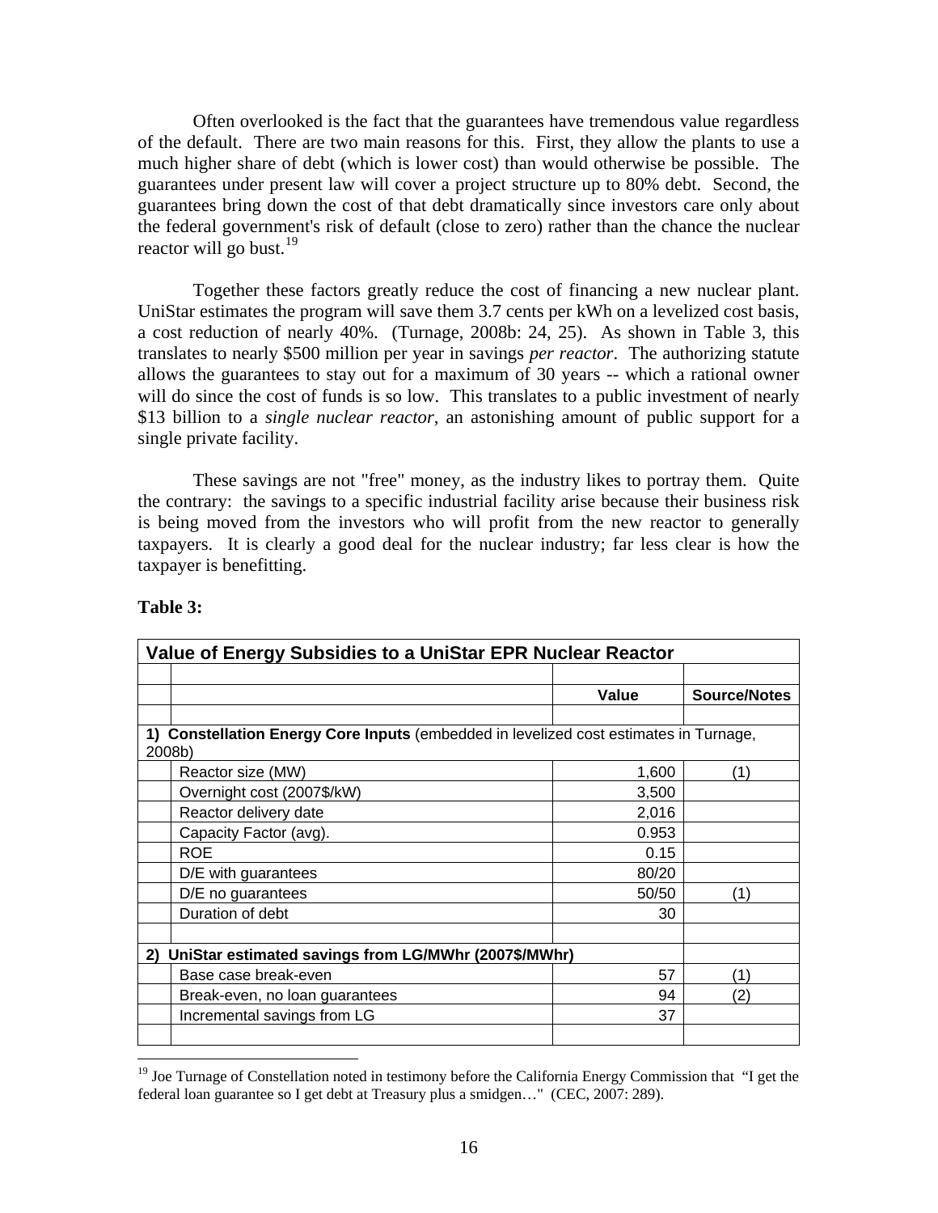Often overlooked is the fact that the guarantees have tremendous value regardless of the default. There are two main reasons for this. First, they allow the plants to use a much higher share of debt (which is lower cost) than would otherwise be possible. The guarantees under present law will cover a project structure up to 80% debt. Second, the guarantees bring down the cost of that debt dramatically since investors care only about the federal government's risk of default (close to zero) rather than the chance the nuclear reactor will go bust.[19]

Together these factors greatly reduce the cost of financing a new nuclear plant. UniStar estimates the program will save them 3.7 cents per kWh on a levelized cost basis, a cost reduction of nearly 40%. (Turnage, 2008b: 24, 25). As shown in Table 3, this translates to nearly $500 million per year in savings *per reactor*. The authorizing statute allows the guarantees to stay out for a maximum of 30 years -- which a rational owner will do since the cost of funds is so low. This translates to a public investment of nearly $13 billion to a *single nuclear reactor*, an astonishing amount of public support for a single private facility.

These savings are not "free" money, as the industry likes to portray them. Quite the contrary: the savings to a specific industrial facility arise because their business risk is being moved from the investors who will profit from the new reactor to generally taxpayers. It is clearly a good deal for the nuclear industry; far less clear is how the taxpayer is benefitting.

**Table 3:**

| **Value of Energy Subsidies to a UniStar EPR Nuclear Reactor** | | |
|---|---|---|
| | **Value** | **Source/Notes** |
| **1) Constellation Energy Core Inputs** (embedded in levelized cost estimates in Turnage, 2008b) | | |
| Reactor size (MW) | 1,600 | (1) |
| Overnight cost (2007$/kW) | 3,500 | |
| Reactor delivery date | 2,016 | |
| Capacity Factor (avg). | 0.953 | |
| ROE | 0.15 | |
| D/E with guarantees | 80/20 | |
| D/E no guarantees | 50/50 | (1) |
| Duration of debt | 30 | |
| **2) UniStar estimated savings from LG/MWhr (2007$/MWhr)** | | |
| Base case break-even | 57 | (1) |
| Break-even, no loan guarantees | 94 | (2) |
| Incremental savings from LG | 37 | |

[19] Joe Turnage of Constellation noted in testimony before the California Energy Commission that "I get the federal loan guarantee so I get debt at Treasury plus a smidgen…" (CEC, 2007: 289).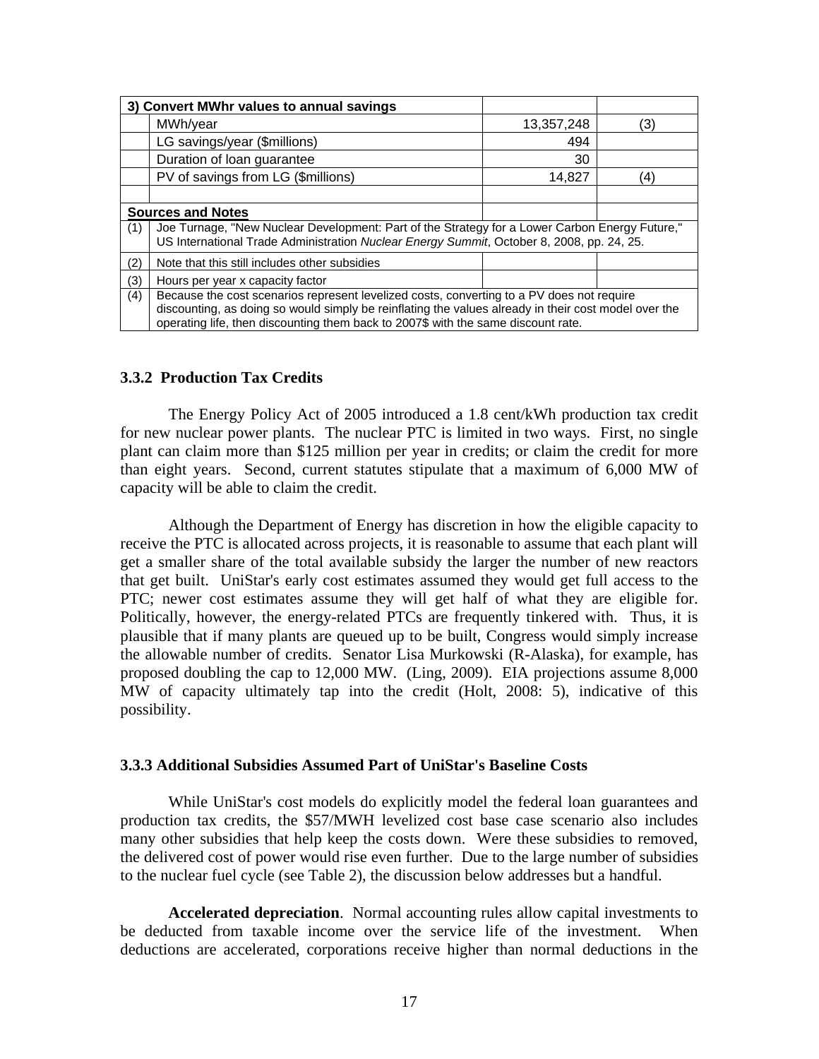| 3) Convert MWhr values to annual savings | | | |
|---|---|---|---|
| | MWh/year | 13,357,248 | (3) |
| | LG savings/year ($millions) | 494 | |
| | Duration of loan guarantee | 30 | |
| | PV of savings from LG ($millions) | 14,827 | (4) |
| | | | |
| **Sources and Notes** | | | |
| (1) | Joe Turnage, "New Nuclear Development: Part of the Strategy for a Lower Carbon Energy Future," US International Trade Administration *Nuclear Energy Summit*, October 8, 2008, pp. 24, 25. | | |
| (2) | Note that this still includes other subsidies | | |
| (3) | Hours per year x capacity factor | | |
| (4) | Because the cost scenarios represent levelized costs, converting to a PV does not require discounting, as doing so would simply be reinflating the values already in their cost model over the operating life, then discounting them back to 2007$ with the same discount rate. | | |

### 3.3.2 Production Tax Credits

The Energy Policy Act of 2005 introduced a 1.8 cent/kWh production tax credit for new nuclear power plants. The nuclear PTC is limited in two ways. First, no single plant can claim more than $125 million per year in credits; or claim the credit for more than eight years. Second, current statutes stipulate that a maximum of 6,000 MW of capacity will be able to claim the credit.

Although the Department of Energy has discretion in how the eligible capacity to receive the PTC is allocated across projects, it is reasonable to assume that each plant will get a smaller share of the total available subsidy the larger the number of new reactors that get built. UniStar's early cost estimates assumed they would get full access to the PTC; newer cost estimates assume they will get half of what they are eligible for. Politically, however, the energy-related PTCs are frequently tinkered with. Thus, it is plausible that if many plants are queued up to be built, Congress would simply increase the allowable number of credits. Senator Lisa Murkowski (R-Alaska), for example, has proposed doubling the cap to 12,000 MW. (Ling, 2009). EIA projections assume 8,000 MW of capacity ultimately tap into the credit (Holt, 2008: 5), indicative of this possibility.

### 3.3.3 Additional Subsidies Assumed Part of UniStar's Baseline Costs

While UniStar's cost models do explicitly model the federal loan guarantees and production tax credits, the $57/MWH levelized cost base case scenario also includes many other subsidies that help keep the costs down. Were these subsidies to removed, the delivered cost of power would rise even further. Due to the large number of subsidies to the nuclear fuel cycle (see Table 2), the discussion below addresses but a handful.

**Accelerated depreciation**. Normal accounting rules allow capital investments to be deducted from taxable income over the service life of the investment. When deductions are accelerated, corporations receive higher than normal deductions in the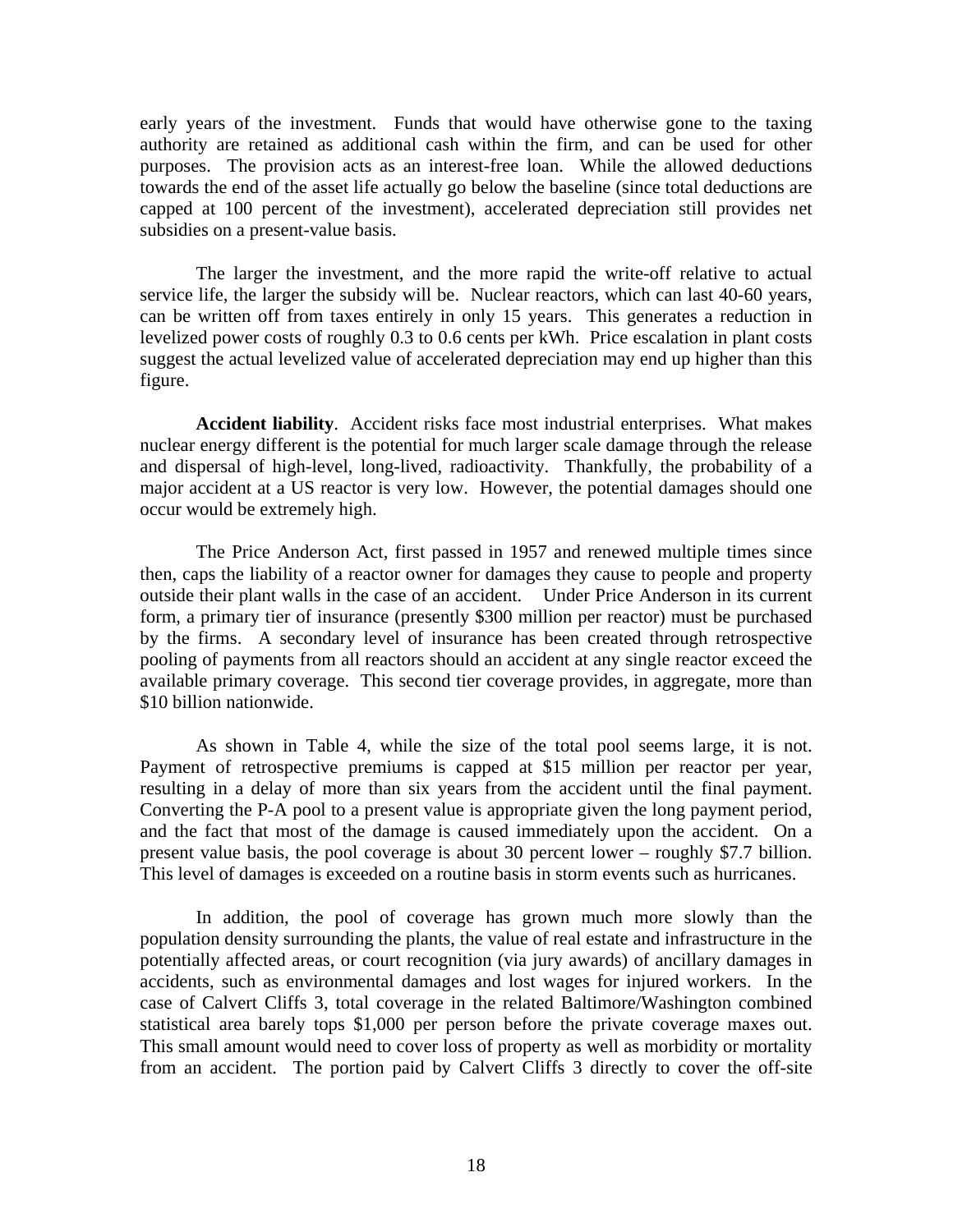early years of the investment. Funds that would have otherwise gone to the taxing authority are retained as additional cash within the firm, and can be used for other purposes. The provision acts as an interest-free loan. While the allowed deductions towards the end of the asset life actually go below the baseline (since total deductions are capped at 100 percent of the investment), accelerated depreciation still provides net subsidies on a present-value basis.

The larger the investment, and the more rapid the write-off relative to actual service life, the larger the subsidy will be. Nuclear reactors, which can last 40-60 years, can be written off from taxes entirely in only 15 years. This generates a reduction in levelized power costs of roughly 0.3 to 0.6 cents per kWh. Price escalation in plant costs suggest the actual levelized value of accelerated depreciation may end up higher than this figure.

**Accident liability**. Accident risks face most industrial enterprises. What makes nuclear energy different is the potential for much larger scale damage through the release and dispersal of high-level, long-lived, radioactivity. Thankfully, the probability of a major accident at a US reactor is very low. However, the potential damages should one occur would be extremely high.

The Price Anderson Act, first passed in 1957 and renewed multiple times since then, caps the liability of a reactor owner for damages they cause to people and property outside their plant walls in the case of an accident. Under Price Anderson in its current form, a primary tier of insurance (presently \$300 million per reactor) must be purchased by the firms. A secondary level of insurance has been created through retrospective pooling of payments from all reactors should an accident at any single reactor exceed the available primary coverage. This second tier coverage provides, in aggregate, more than \$10 billion nationwide.

As shown in Table 4, while the size of the total pool seems large, it is not. Payment of retrospective premiums is capped at \$15 million per reactor per year, resulting in a delay of more than six years from the accident until the final payment. Converting the P-A pool to a present value is appropriate given the long payment period, and the fact that most of the damage is caused immediately upon the accident. On a present value basis, the pool coverage is about 30 percent lower – roughly \$7.7 billion. This level of damages is exceeded on a routine basis in storm events such as hurricanes.

In addition, the pool of coverage has grown much more slowly than the population density surrounding the plants, the value of real estate and infrastructure in the potentially affected areas, or court recognition (via jury awards) of ancillary damages in accidents, such as environmental damages and lost wages for injured workers. In the case of Calvert Cliffs 3, total coverage in the related Baltimore/Washington combined statistical area barely tops \$1,000 per person before the private coverage maxes out. This small amount would need to cover loss of property as well as morbidity or mortality from an accident. The portion paid by Calvert Cliffs 3 directly to cover the off-site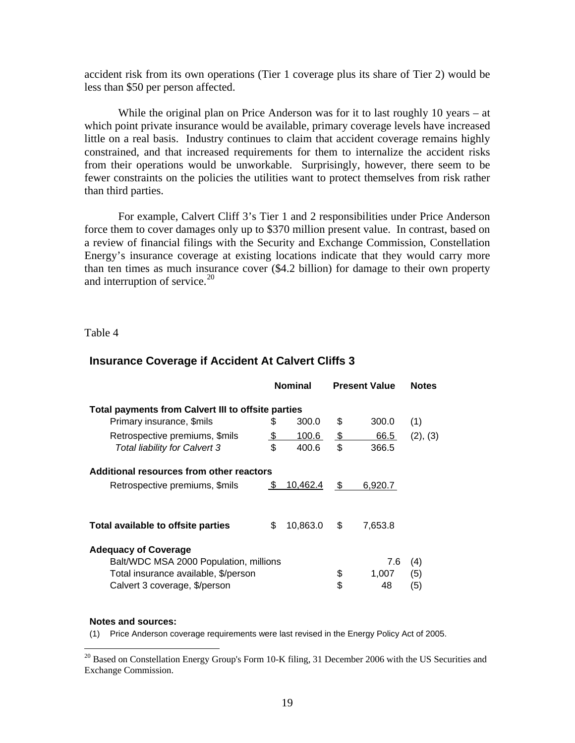accident risk from its own operations (Tier 1 coverage plus its share of Tier 2) would be less than $50 per person affected.

While the original plan on Price Anderson was for it to last roughly 10 years – at which point private insurance would be available, primary coverage levels have increased little on a real basis. Industry continues to claim that accident coverage remains highly constrained, and that increased requirements for them to internalize the accident risks from their operations would be unworkable. Surprisingly, however, there seem to be fewer constraints on the policies the utilities want to protect themselves from risk rather than third parties.

For example, Calvert Cliff 3's Tier 1 and 2 responsibilities under Price Anderson force them to cover damages only up to $370 million present value. In contrast, based on a review of financial filings with the Security and Exchange Commission, Constellation Energy's insurance coverage at existing locations indicate that they would carry more than ten times as much insurance cover ($4.2 billion) for damage to their own property and interruption of service.[20]

Table 4

### Insurance Coverage if Accident At Calvert Cliffs 3

| | Nominal | Present Value | Notes |
|---|---|---|---|
| **Total payments from Calvert III to offsite parties** | | | |
| Primary insurance, $mils | $ 300.0 | $ 300.0 | (1) |
| Retrospective premiums, $mils | $ 100.6 | $ 66.5 | (2), (3) |
| *Total liability for Calvert 3* | $ 400.6 | $ 366.5 | |
| **Additional resources from other reactors** | | | |
| Retrospective premiums, $mils | $ 10,462.4 | $ 6,920.7 | |
| **Total available to offsite parties** | $ 10,863.0 | $ 7,653.8 | |
| **Adequacy of Coverage** | | | |
| Balt/WDC MSA 2000 Population, millions | | 7.6 | (4) |
| Total insurance available, $/person | | $ 1,007 | (5) |
| Calvert 3 coverage, $/person | | $ 48 | (5) |

**Notes and sources:**

(1) Price Anderson coverage requirements were last revised in the Energy Policy Act of 2005.

[20] Based on Constellation Energy Group's Form 10-K filing, 31 December 2006 with the US Securities and Exchange Commission.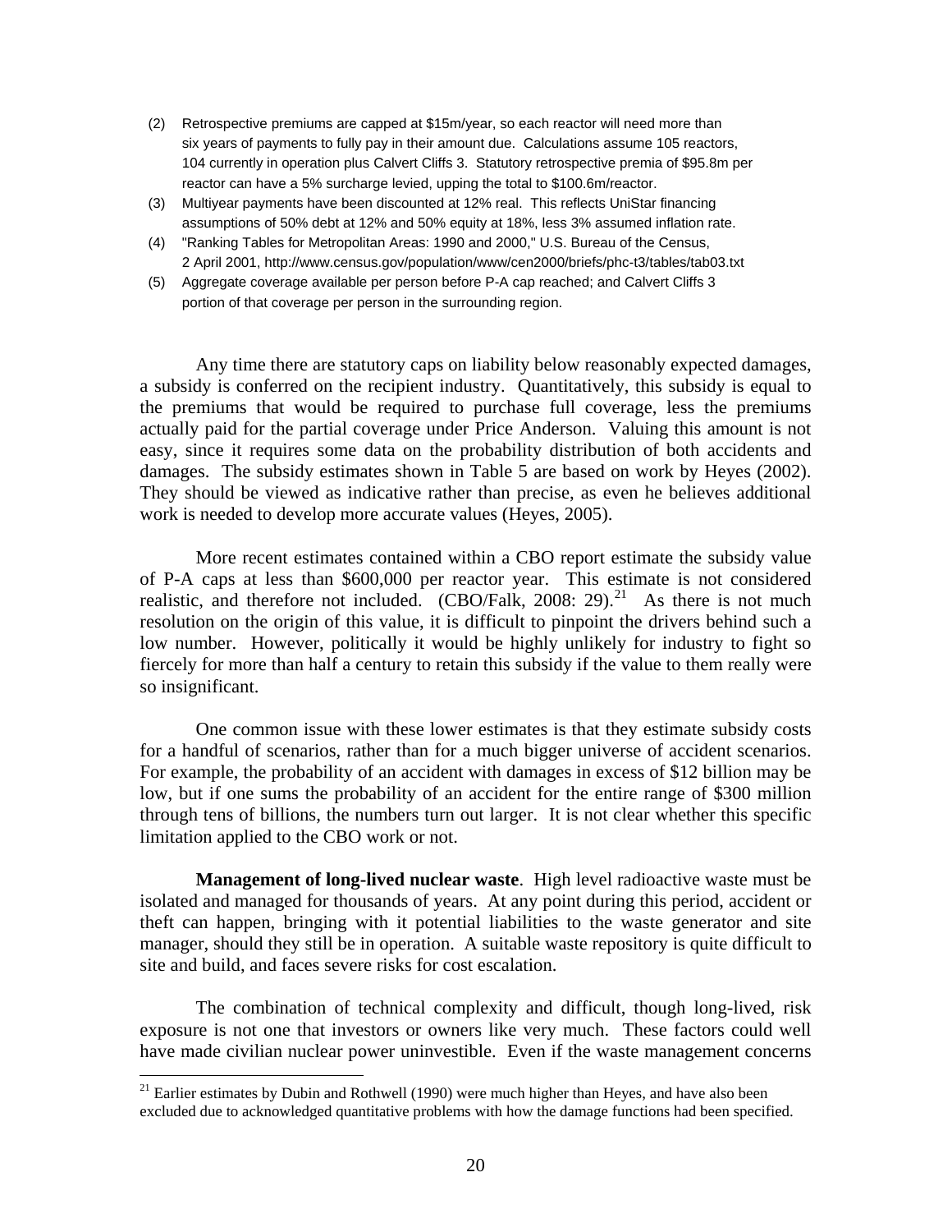(2) Retrospective premiums are capped at $15m/year, so each reactor will need more than six years of payments to fully pay in their amount due. Calculations assume 105 reactors, 104 currently in operation plus Calvert Cliffs 3. Statutory retrospective premia of $95.8m per reactor can have a 5% surcharge levied, upping the total to $100.6m/reactor.

(3) Multiyear payments have been discounted at 12% real. This reflects UniStar financing assumptions of 50% debt at 12% and 50% equity at 18%, less 3% assumed inflation rate.

(4) "Ranking Tables for Metropolitan Areas: 1990 and 2000," U.S. Bureau of the Census, 2 April 2001, http://www.census.gov/population/www/cen2000/briefs/phc-t3/tables/tab03.txt

(5) Aggregate coverage available per person before P-A cap reached; and Calvert Cliffs 3 portion of that coverage per person in the surrounding region.

Any time there are statutory caps on liability below reasonably expected damages, a subsidy is conferred on the recipient industry. Quantitatively, this subsidy is equal to the premiums that would be required to purchase full coverage, less the premiums actually paid for the partial coverage under Price Anderson. Valuing this amount is not easy, since it requires some data on the probability distribution of both accidents and damages. The subsidy estimates shown in Table 5 are based on work by Heyes (2002). They should be viewed as indicative rather than precise, as even he believes additional work is needed to develop more accurate values (Heyes, 2005).

More recent estimates contained within a CBO report estimate the subsidy value of P-A caps at less than $600,000 per reactor year. This estimate is not considered realistic, and therefore not included. (CBO/Falk, 2008: 29).[21] As there is not much resolution on the origin of this value, it is difficult to pinpoint the drivers behind such a low number. However, politically it would be highly unlikely for industry to fight so fiercely for more than half a century to retain this subsidy if the value to them really were so insignificant.

One common issue with these lower estimates is that they estimate subsidy costs for a handful of scenarios, rather than for a much bigger universe of accident scenarios. For example, the probability of an accident with damages in excess of $12 billion may be low, but if one sums the probability of an accident for the entire range of $300 million through tens of billions, the numbers turn out larger. It is not clear whether this specific limitation applied to the CBO work or not.

**Management of long-lived nuclear waste**. High level radioactive waste must be isolated and managed for thousands of years. At any point during this period, accident or theft can happen, bringing with it potential liabilities to the waste generator and site manager, should they still be in operation. A suitable waste repository is quite difficult to site and build, and faces severe risks for cost escalation.

The combination of technical complexity and difficult, though long-lived, risk exposure is not one that investors or owners like very much. These factors could well have made civilian nuclear power uninvestible. Even if the waste management concerns

[21] Earlier estimates by Dubin and Rothwell (1990) were much higher than Heyes, and have also been excluded due to acknowledged quantitative problems with how the damage functions had been specified.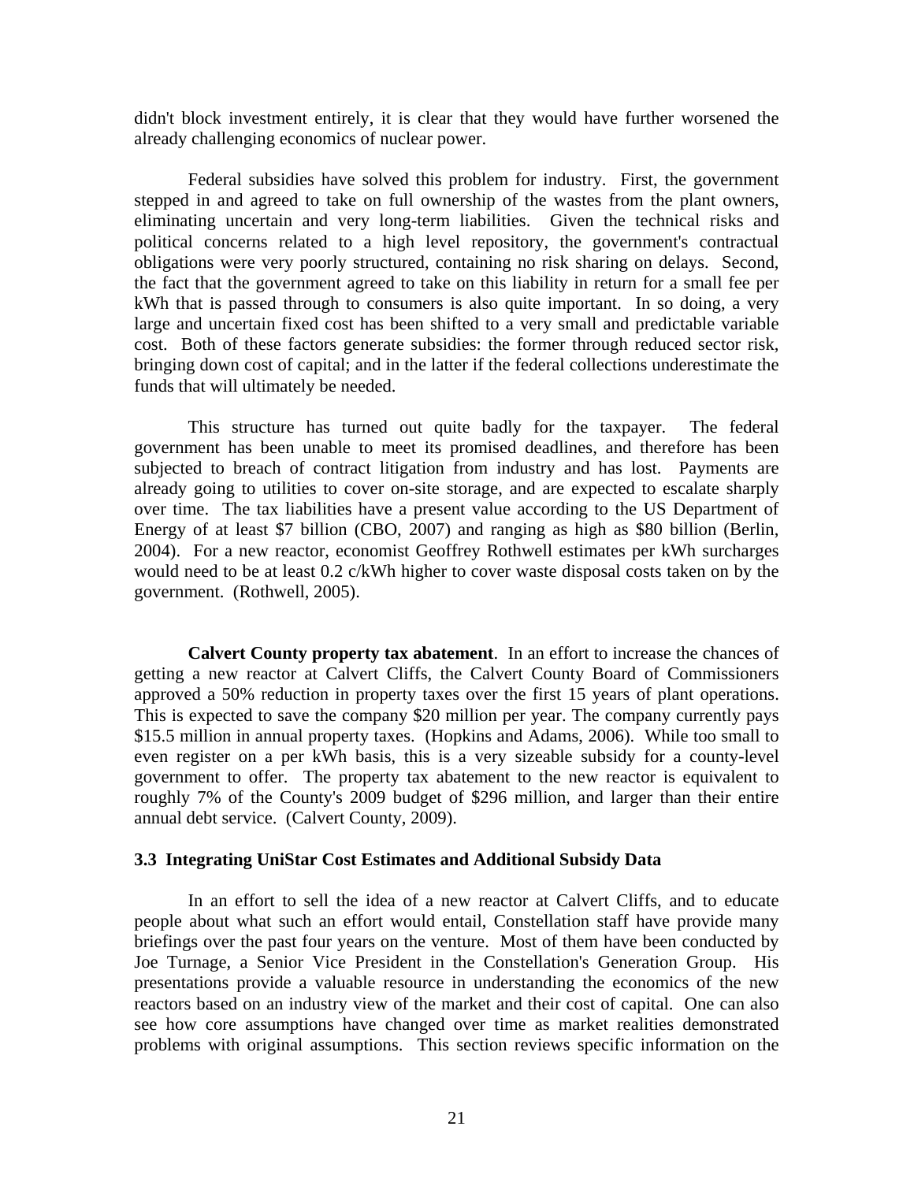didn't block investment entirely, it is clear that they would have further worsened the already challenging economics of nuclear power.

Federal subsidies have solved this problem for industry. First, the government stepped in and agreed to take on full ownership of the wastes from the plant owners, eliminating uncertain and very long-term liabilities. Given the technical risks and political concerns related to a high level repository, the government's contractual obligations were very poorly structured, containing no risk sharing on delays. Second, the fact that the government agreed to take on this liability in return for a small fee per kWh that is passed through to consumers is also quite important. In so doing, a very large and uncertain fixed cost has been shifted to a very small and predictable variable cost. Both of these factors generate subsidies: the former through reduced sector risk, bringing down cost of capital; and in the latter if the federal collections underestimate the funds that will ultimately be needed.

This structure has turned out quite badly for the taxpayer. The federal government has been unable to meet its promised deadlines, and therefore has been subjected to breach of contract litigation from industry and has lost. Payments are already going to utilities to cover on-site storage, and are expected to escalate sharply over time. The tax liabilities have a present value according to the US Department of Energy of at least $7 billion (CBO, 2007) and ranging as high as $80 billion (Berlin, 2004). For a new reactor, economist Geoffrey Rothwell estimates per kWh surcharges would need to be at least 0.2 c/kWh higher to cover waste disposal costs taken on by the government. (Rothwell, 2005).

**Calvert County property tax abatement**. In an effort to increase the chances of getting a new reactor at Calvert Cliffs, the Calvert County Board of Commissioners approved a 50% reduction in property taxes over the first 15 years of plant operations. This is expected to save the company $20 million per year. The company currently pays $15.5 million in annual property taxes. (Hopkins and Adams, 2006). While too small to even register on a per kWh basis, this is a very sizeable subsidy for a county-level government to offer. The property tax abatement to the new reactor is equivalent to roughly 7% of the County's 2009 budget of $296 million, and larger than their entire annual debt service. (Calvert County, 2009).

### 3.3 Integrating UniStar Cost Estimates and Additional Subsidy Data

In an effort to sell the idea of a new reactor at Calvert Cliffs, and to educate people about what such an effort would entail, Constellation staff have provide many briefings over the past four years on the venture. Most of them have been conducted by Joe Turnage, a Senior Vice President in the Constellation's Generation Group. His presentations provide a valuable resource in understanding the economics of the new reactors based on an industry view of the market and their cost of capital. One can also see how core assumptions have changed over time as market realities demonstrated problems with original assumptions. This section reviews specific information on the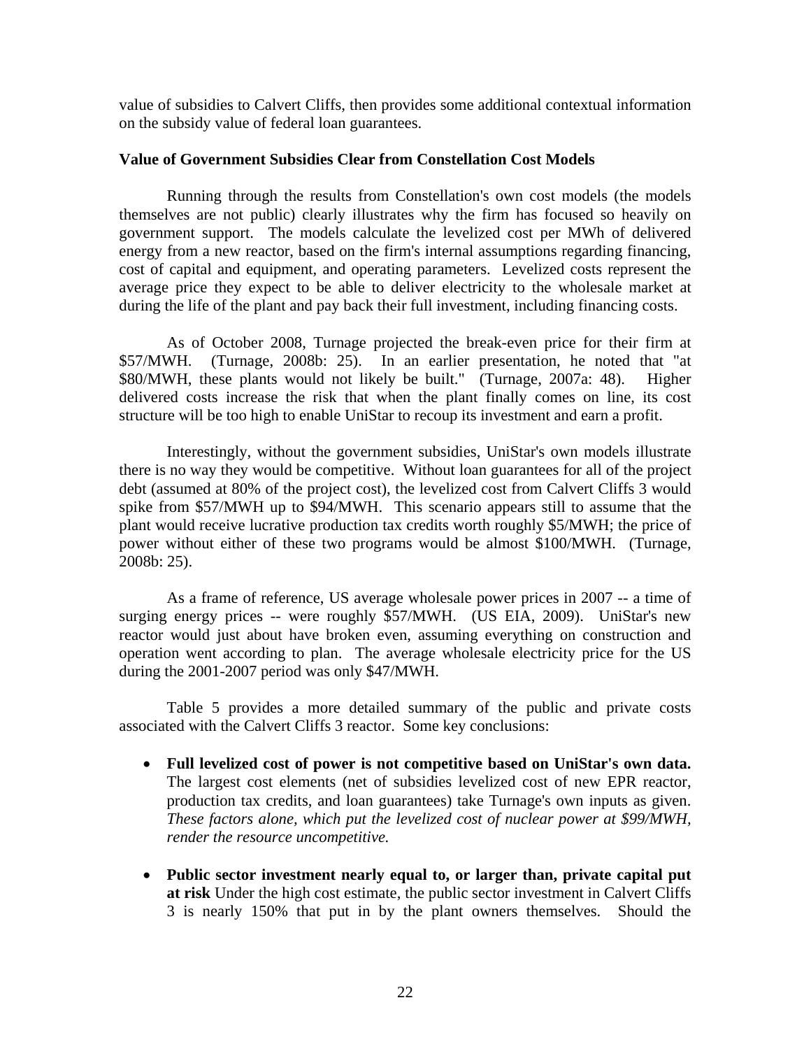value of subsidies to Calvert Cliffs, then provides some additional contextual information on the subsidy value of federal loan guarantees.

**Value of Government Subsidies Clear from Constellation Cost Models**

Running through the results from Constellation's own cost models (the models themselves are not public) clearly illustrates why the firm has focused so heavily on government support. The models calculate the levelized cost per MWh of delivered energy from a new reactor, based on the firm's internal assumptions regarding financing, cost of capital and equipment, and operating parameters. Levelized costs represent the average price they expect to be able to deliver electricity to the wholesale market at during the life of the plant and pay back their full investment, including financing costs.

As of October 2008, Turnage projected the break-even price for their firm at $57/MWH. (Turnage, 2008b: 25). In an earlier presentation, he noted that "at $80/MWH, these plants would not likely be built." (Turnage, 2007a: 48). Higher delivered costs increase the risk that when the plant finally comes on line, its cost structure will be too high to enable UniStar to recoup its investment and earn a profit.

Interestingly, without the government subsidies, UniStar's own models illustrate there is no way they would be competitive. Without loan guarantees for all of the project debt (assumed at 80% of the project cost), the levelized cost from Calvert Cliffs 3 would spike from $57/MWH up to $94/MWH. This scenario appears still to assume that the plant would receive lucrative production tax credits worth roughly $5/MWH; the price of power without either of these two programs would be almost $100/MWH. (Turnage, 2008b: 25).

As a frame of reference, US average wholesale power prices in 2007 -- a time of surging energy prices -- were roughly $57/MWH. (US EIA, 2009). UniStar's new reactor would just about have broken even, assuming everything on construction and operation went according to plan. The average wholesale electricity price for the US during the 2001-2007 period was only $47/MWH.

Table 5 provides a more detailed summary of the public and private costs associated with the Calvert Cliffs 3 reactor. Some key conclusions:

- **Full levelized cost of power is not competitive based on UniStar's own data.** The largest cost elements (net of subsidies levelized cost of new EPR reactor, production tax credits, and loan guarantees) take Turnage's own inputs as given. *These factors alone, which put the levelized cost of nuclear power at $99/MWH, render the resource uncompetitive.*

- **Public sector investment nearly equal to, or larger than, private capital put at risk** Under the high cost estimate, the public sector investment in Calvert Cliffs 3 is nearly 150% that put in by the plant owners themselves. Should the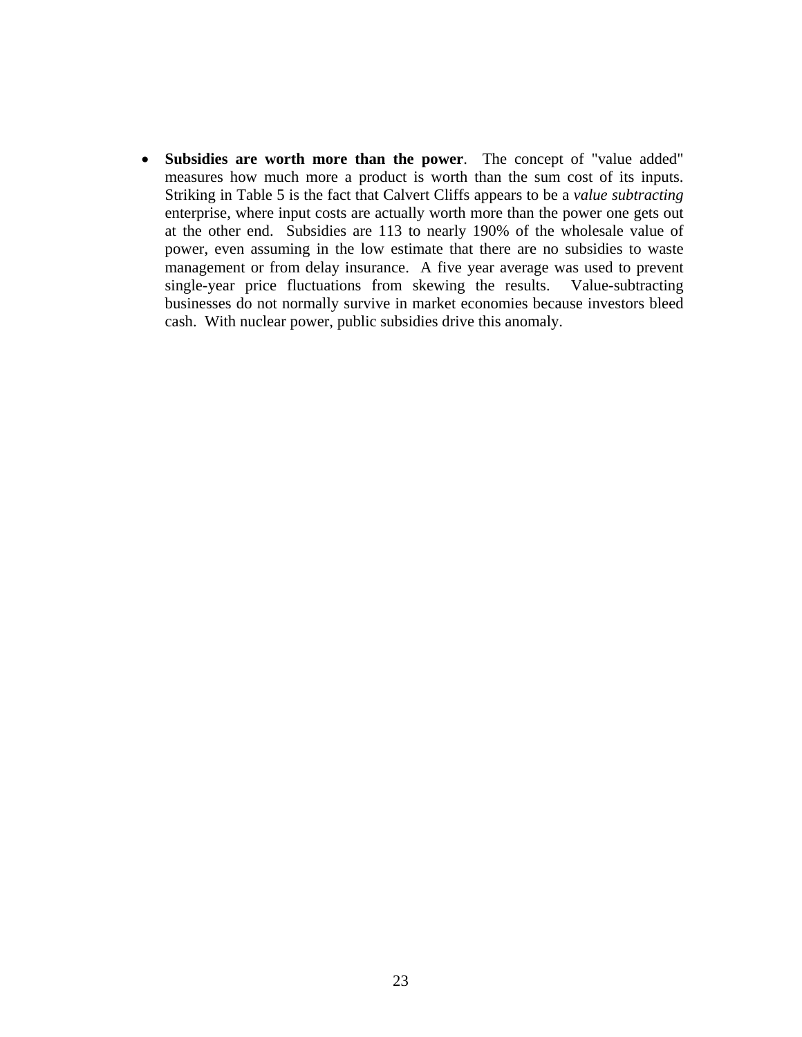- **Subsidies are worth more than the power**. The concept of "value added" measures how much more a product is worth than the sum cost of its inputs. Striking in Table 5 is the fact that Calvert Cliffs appears to be a *value subtracting* enterprise, where input costs are actually worth more than the power one gets out at the other end. Subsidies are 113 to nearly 190% of the wholesale value of power, even assuming in the low estimate that there are no subsidies to waste management or from delay insurance. A five year average was used to prevent single-year price fluctuations from skewing the results. Value-subtracting businesses do not normally survive in market economies because investors bleed cash. With nuclear power, public subsidies drive this anomaly.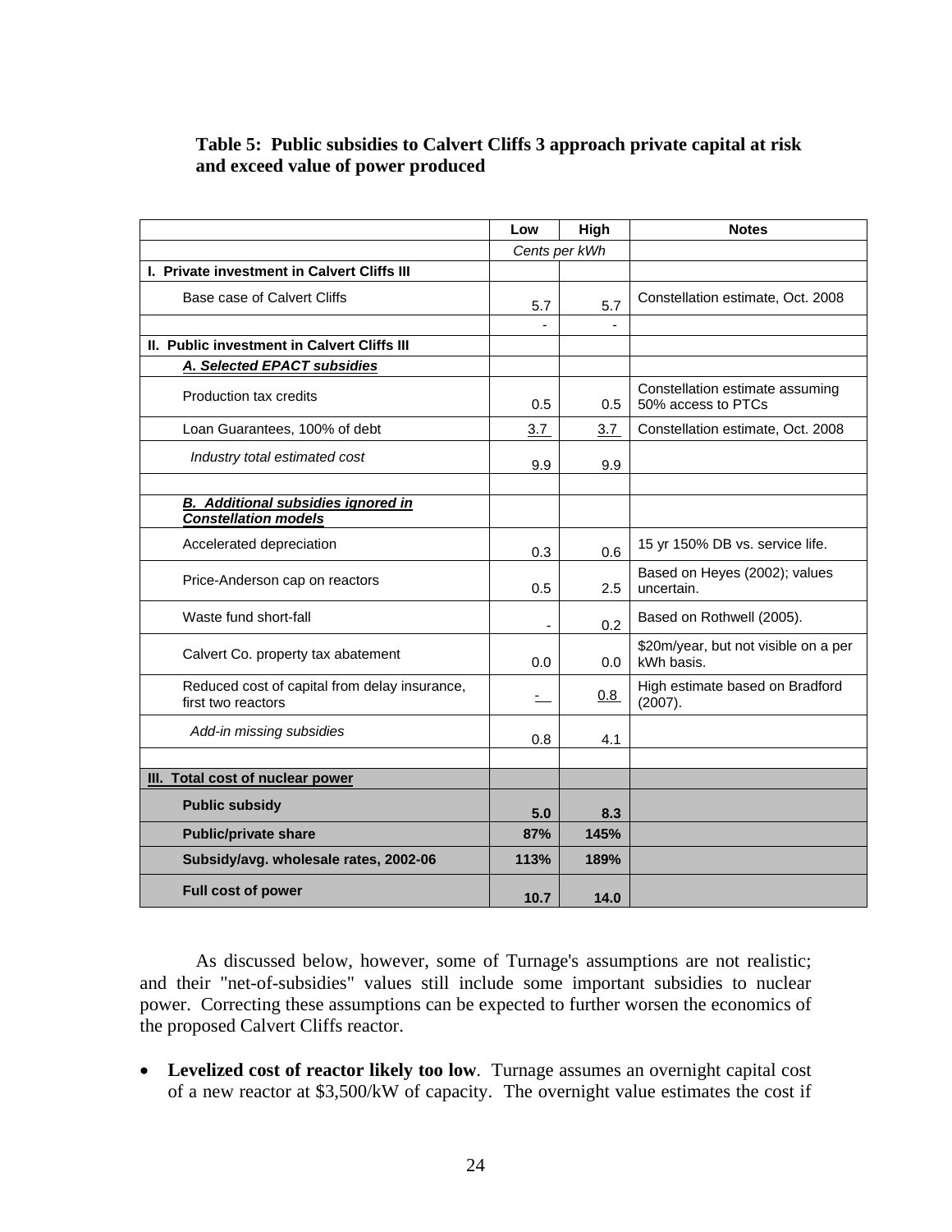**Table 5: Public subsidies to Calvert Cliffs 3 approach private capital at risk and exceed value of power produced**

| | Low | High | Notes |
|---|---|---|---|
| | *Cents per kWh* | | |
| **I. Private investment in Calvert Cliffs III** | | | |
| Base case of Calvert Cliffs | 5.7 | 5.7 | Constellation estimate, Oct. 2008 |
| | - | - | |
| **II. Public investment in Calvert Cliffs III** | | | |
| ***A. Selected EPACT subsidies*** | | | |
| Production tax credits | 0.5 | 0.5 | Constellation estimate assuming 50% access to PTCs |
| Loan Guarantees, 100% of debt | 3.7 | 3.7 | Constellation estimate, Oct. 2008 |
| *Industry total estimated cost* | 9.9 | 9.9 | |
| | | | |
| ***B. Additional subsidies ignored in Constellation models*** | | | |
| Accelerated depreciation | 0.3 | 0.6 | 15 yr 150% DB vs. service life. |
| Price-Anderson cap on reactors | 0.5 | 2.5 | Based on Heyes (2002); values uncertain. |
| Waste fund short-fall | - | 0.2 | Based on Rothwell (2005). |
| Calvert Co. property tax abatement | 0.0 | 0.0 | $20m/year, but not visible on a per kWh basis. |
| Reduced cost of capital from delay insurance, first two reactors | - | 0.8 | High estimate based on Bradford (2007). |
| *Add-in missing subsidies* | 0.8 | 4.1 | |
| | | | |
| **III. Total cost of nuclear power** | | | |
| **Public subsidy** | **5.0** | **8.3** | |
| **Public/private share** | **87%** | **145%** | |
| **Subsidy/avg. wholesale rates, 2002-06** | **113%** | **189%** | |
| **Full cost of power** | **10.7** | **14.0** | |

As discussed below, however, some of Turnage's assumptions are not realistic; and their "net-of-subsidies" values still include some important subsidies to nuclear power. Correcting these assumptions can be expected to further worsen the economics of the proposed Calvert Cliffs reactor.

- **Levelized cost of reactor likely too low**. Turnage assumes an overnight capital cost of a new reactor at $3,500/kW of capacity. The overnight value estimates the cost if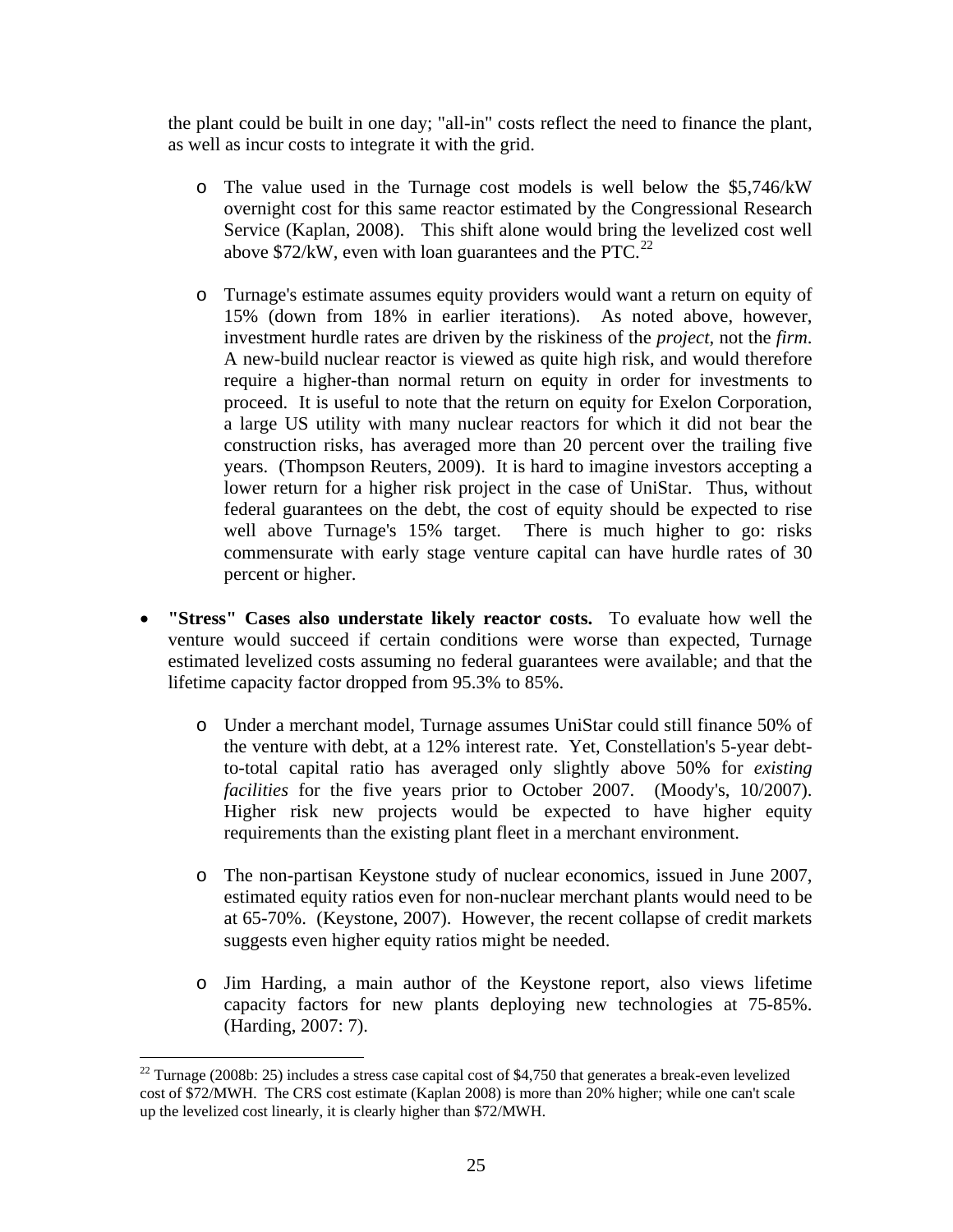the plant could be built in one day; "all-in" costs reflect the need to finance the plant, as well as incur costs to integrate it with the grid.

- The value used in the Turnage cost models is well below the $5,746/kW overnight cost for this same reactor estimated by the Congressional Research Service (Kaplan, 2008). This shift alone would bring the levelized cost well above $72/kW, even with loan guarantees and the PTC.[22]

- Turnage's estimate assumes equity providers would want a return on equity of 15% (down from 18% in earlier iterations). As noted above, however, investment hurdle rates are driven by the riskiness of the *project*, not the *firm*. A new-build nuclear reactor is viewed as quite high risk, and would therefore require a higher-than normal return on equity in order for investments to proceed. It is useful to note that the return on equity for Exelon Corporation, a large US utility with many nuclear reactors for which it did not bear the construction risks, has averaged more than 20 percent over the trailing five years. (Thompson Reuters, 2009). It is hard to imagine investors accepting a lower return for a higher risk project in the case of UniStar. Thus, without federal guarantees on the debt, the cost of equity should be expected to rise well above Turnage's 15% target. There is much higher to go: risks commensurate with early stage venture capital can have hurdle rates of 30 percent or higher.

- **"Stress" Cases also understate likely reactor costs.** To evaluate how well the venture would succeed if certain conditions were worse than expected, Turnage estimated levelized costs assuming no federal guarantees were available; and that the lifetime capacity factor dropped from 95.3% to 85%.

  - Under a merchant model, Turnage assumes UniStar could still finance 50% of the venture with debt, at a 12% interest rate. Yet, Constellation's 5-year debt-to-total capital ratio has averaged only slightly above 50% for *existing facilities* for the five years prior to October 2007. (Moody's, 10/2007). Higher risk new projects would be expected to have higher equity requirements than the existing plant fleet in a merchant environment.

  - The non-partisan Keystone study of nuclear economics, issued in June 2007, estimated equity ratios even for non-nuclear merchant plants would need to be at 65-70%. (Keystone, 2007). However, the recent collapse of credit markets suggests even higher equity ratios might be needed.

  - Jim Harding, a main author of the Keystone report, also views lifetime capacity factors for new plants deploying new technologies at 75-85%. (Harding, 2007: 7).

---

[22] Turnage (2008b: 25) includes a stress case capital cost of $4,750 that generates a break-even levelized cost of $72/MWH. The CRS cost estimate (Kaplan 2008) is more than 20% higher; while one can't scale up the levelized cost linearly, it is clearly higher than $72/MWH.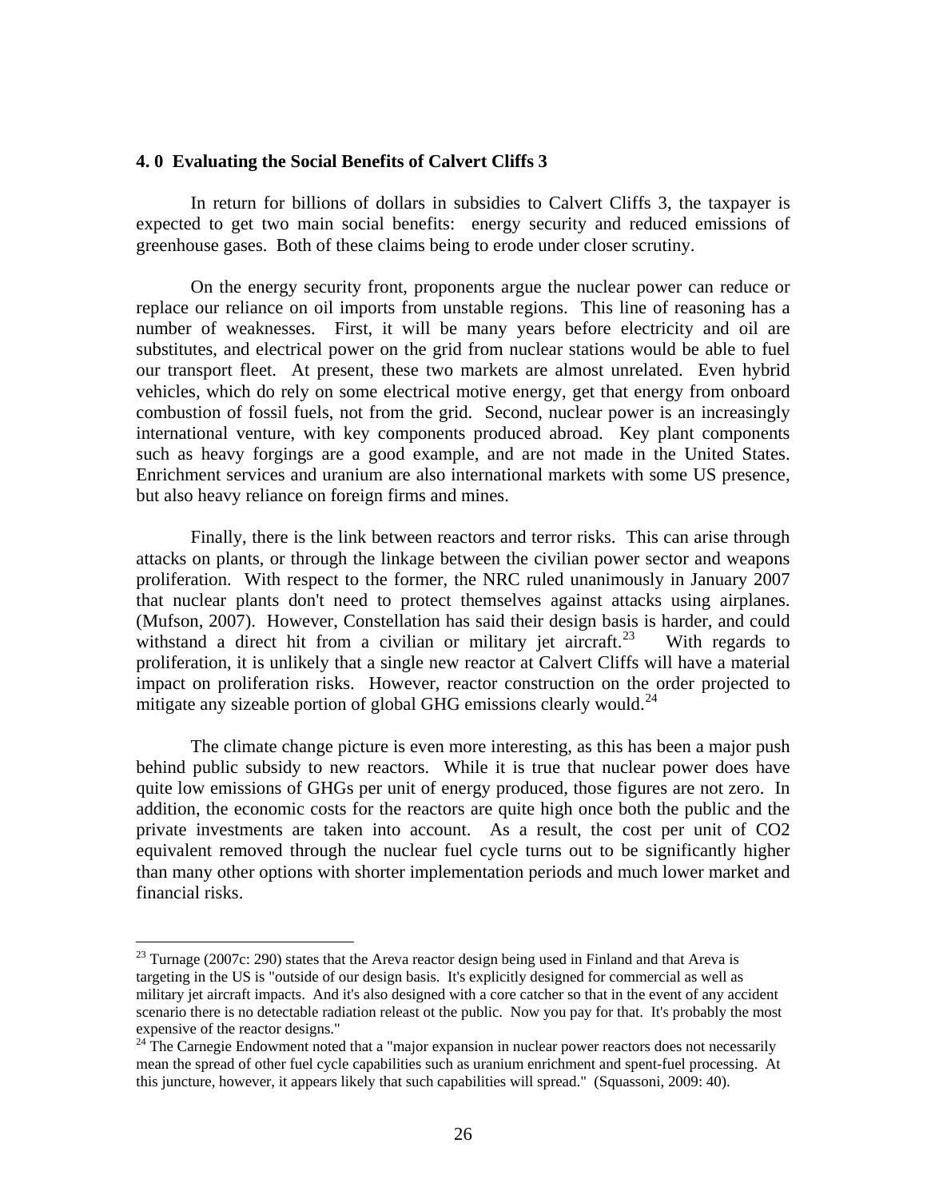## 4. 0 Evaluating the Social Benefits of Calvert Cliffs 3

In return for billions of dollars in subsidies to Calvert Cliffs 3, the taxpayer is expected to get two main social benefits: energy security and reduced emissions of greenhouse gases. Both of these claims being to erode under closer scrutiny.

On the energy security front, proponents argue the nuclear power can reduce or replace our reliance on oil imports from unstable regions. This line of reasoning has a number of weaknesses. First, it will be many years before electricity and oil are substitutes, and electrical power on the grid from nuclear stations would be able to fuel our transport fleet. At present, these two markets are almost unrelated. Even hybrid vehicles, which do rely on some electrical motive energy, get that energy from onboard combustion of fossil fuels, not from the grid. Second, nuclear power is an increasingly international venture, with key components produced abroad. Key plant components such as heavy forgings are a good example, and are not made in the United States. Enrichment services and uranium are also international markets with some US presence, but also heavy reliance on foreign firms and mines.

Finally, there is the link between reactors and terror risks. This can arise through attacks on plants, or through the linkage between the civilian power sector and weapons proliferation. With respect to the former, the NRC ruled unanimously in January 2007 that nuclear plants don't need to protect themselves against attacks using airplanes. (Mufson, 2007). However, Constellation has said their design basis is harder, and could withstand a direct hit from a civilian or military jet aircraft.[23] With regards to proliferation, it is unlikely that a single new reactor at Calvert Cliffs will have a material impact on proliferation risks. However, reactor construction on the order projected to mitigate any sizeable portion of global GHG emissions clearly would.[24]

The climate change picture is even more interesting, as this has been a major push behind public subsidy to new reactors. While it is true that nuclear power does have quite low emissions of GHGs per unit of energy produced, those figures are not zero. In addition, the economic costs for the reactors are quite high once both the public and the private investments are taken into account. As a result, the cost per unit of $CO_2$ equivalent removed through the nuclear fuel cycle turns out to be significantly higher than many other options with shorter implementation periods and much lower market and financial risks.

---

[23] Turnage (2007c: 290) states that the Areva reactor design being used in Finland and that Areva is targeting in the US is "outside of our design basis. It's explicitly designed for commercial as well as military jet aircraft impacts. And it's also designed with a core catcher so that in the event of any accident scenario there is no detectable radiation releast ot the public. Now you pay for that. It's probably the most expensive of the reactor designs."

[24] The Carnegie Endowment noted that a "major expansion in nuclear power reactors does not necessarily mean the spread of other fuel cycle capabilities such as uranium enrichment and spent-fuel processing. At this juncture, however, it appears likely that such capabilities will spread." (Squassoni, 2009: 40).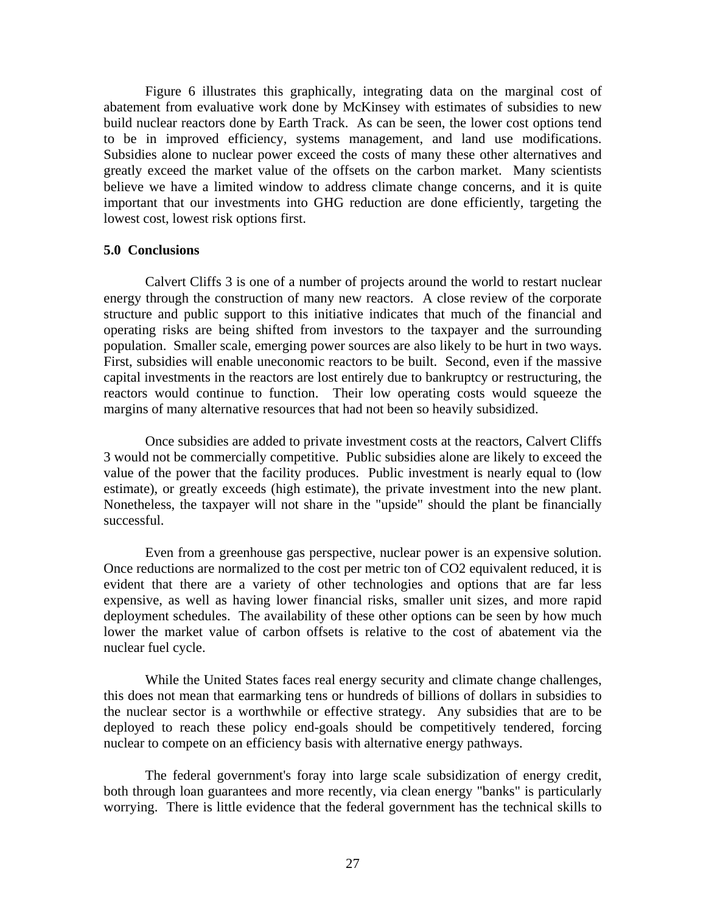Figure 6 illustrates this graphically, integrating data on the marginal cost of abatement from evaluative work done by McKinsey with estimates of subsidies to new build nuclear reactors done by Earth Track. As can be seen, the lower cost options tend to be in improved efficiency, systems management, and land use modifications. Subsidies alone to nuclear power exceed the costs of many these other alternatives and greatly exceed the market value of the offsets on the carbon market. Many scientists believe we have a limited window to address climate change concerns, and it is quite important that our investments into GHG reduction are done efficiently, targeting the lowest cost, lowest risk options first.

## 5.0 Conclusions

Calvert Cliffs 3 is one of a number of projects around the world to restart nuclear energy through the construction of many new reactors. A close review of the corporate structure and public support to this initiative indicates that much of the financial and operating risks are being shifted from investors to the taxpayer and the surrounding population. Smaller scale, emerging power sources are also likely to be hurt in two ways. First, subsidies will enable uneconomic reactors to be built. Second, even if the massive capital investments in the reactors are lost entirely due to bankruptcy or restructuring, the reactors would continue to function. Their low operating costs would squeeze the margins of many alternative resources that had not been so heavily subsidized.

Once subsidies are added to private investment costs at the reactors, Calvert Cliffs 3 would not be commercially competitive. Public subsidies alone are likely to exceed the value of the power that the facility produces. Public investment is nearly equal to (low estimate), or greatly exceeds (high estimate), the private investment into the new plant. Nonetheless, the taxpayer will not share in the "upside" should the plant be financially successful.

Even from a greenhouse gas perspective, nuclear power is an expensive solution. Once reductions are normalized to the cost per metric ton of $CO_2$ equivalent reduced, it is evident that there are a variety of other technologies and options that are far less expensive, as well as having lower financial risks, smaller unit sizes, and more rapid deployment schedules. The availability of these other options can be seen by how much lower the market value of carbon offsets is relative to the cost of abatement via the nuclear fuel cycle.

While the United States faces real energy security and climate change challenges, this does not mean that earmarking tens or hundreds of billions of dollars in subsidies to the nuclear sector is a worthwhile or effective strategy. Any subsidies that are to be deployed to reach these policy end-goals should be competitively tendered, forcing nuclear to compete on an efficiency basis with alternative energy pathways.

The federal government's foray into large scale subsidization of energy credit, both through loan guarantees and more recently, via clean energy "banks" is particularly worrying. There is little evidence that the federal government has the technical skills to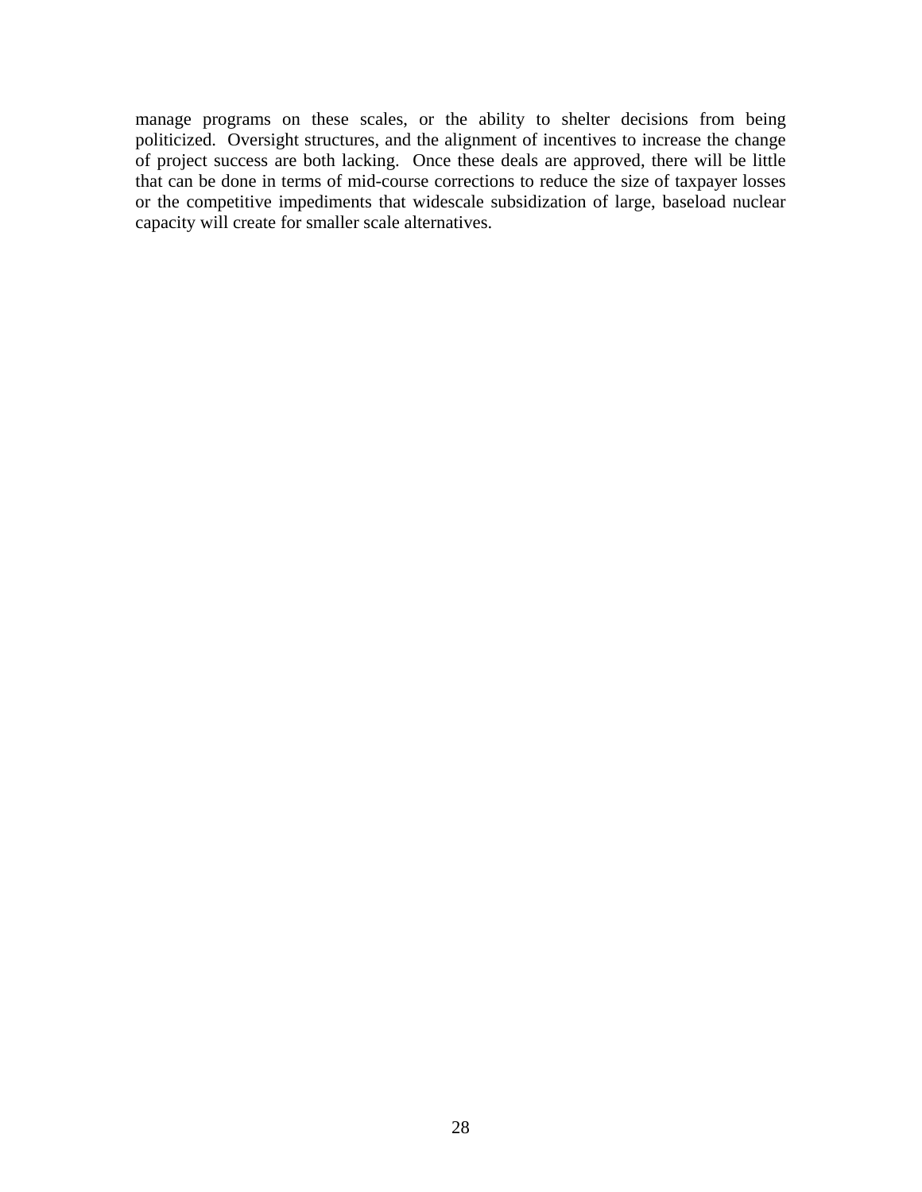manage programs on these scales, or the ability to shelter decisions from being politicized. Oversight structures, and the alignment of incentives to increase the change of project success are both lacking. Once these deals are approved, there will be little that can be done in terms of mid-course corrections to reduce the size of taxpayer losses or the competitive impediments that widescale subsidization of large, baseload nuclear capacity will create for smaller scale alternatives.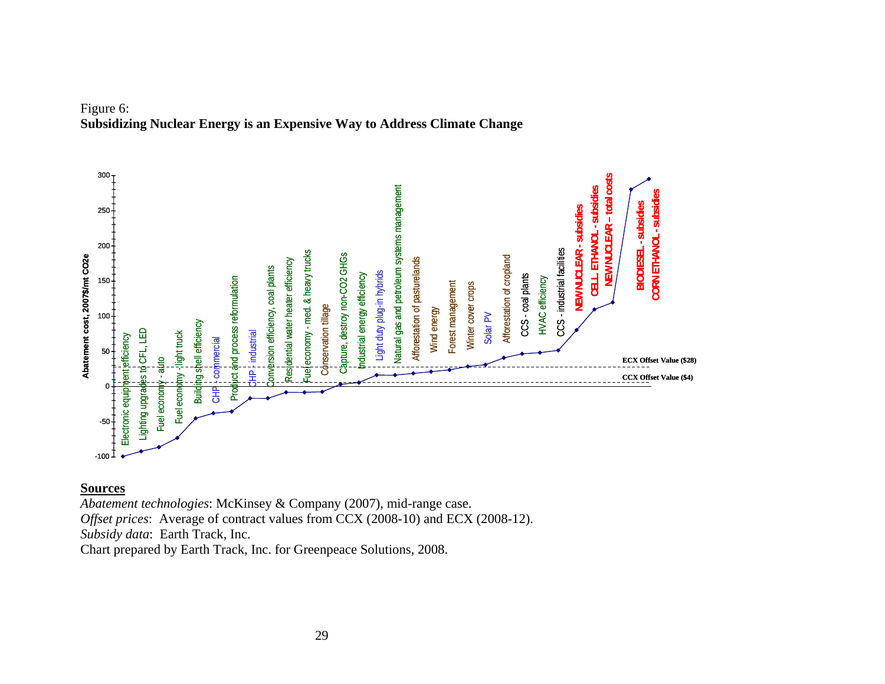Figure 6:
**Subsidizing Nuclear Energy is an Expensive Way to Address Climate Change**

Abatement cost, 2007$/mt CO2e

300, 250, 200, 150, 100, 50, 0, -50, -100

Electronic equipment efficiency
Lighting upgrades to CFL, LED
Fuel economy - auto
Fuel economy - light truck
Building shell efficiency
CHP - commercial
Product and process reformulation
CHP - industrial
Conversion efficiency, coal plants
Residential water heater efficiency
Fuel economy - med. & heavy trucks
Conservation tillage
Capture, destroy non-CO2 GHGs
Industrial energy efficiency
Light duty plug-in hybrids
Natural gas and petroleum systems management
Afforestation of pasturelands
Wind energy
Forest management
Winter cover crops
Solar PV
Afforestation of cropland
CCS - coal plants
HVAC efficiency
CCS - industrial facilities
**NEW NUCLEAR - subsidies**
**CELL. ETHANOL - subsidies**
**NEW NUCLEAR – total costs**
**BIODIESEL - subsidies**
**CORN ETHANOL - subsidies**

**ECX Offset Value ($28)**
**CCX Offset Value ($4)**

**Sources**

*Abatement technologies*: McKinsey & Company (2007), mid-range case.
*Offset prices*: Average of contract values from CCX (2008-10) and ECX (2008-12).
*Subsidy data*: Earth Track, Inc.
Chart prepared by Earth Track, Inc. for Greenpeace Solutions, 2008.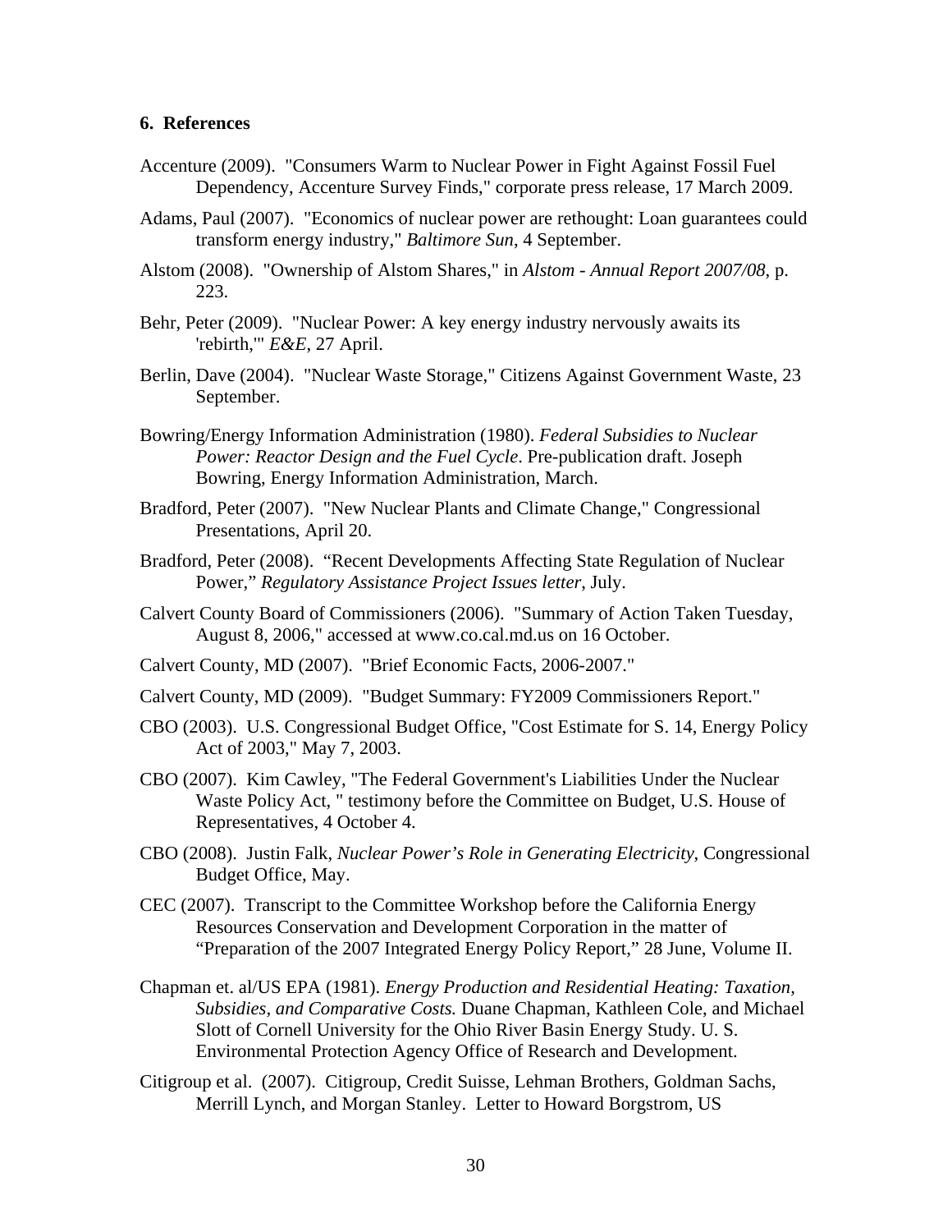## 6. References

Accenture (2009). "Consumers Warm to Nuclear Power in Fight Against Fossil Fuel Dependency, Accenture Survey Finds," corporate press release, 17 March 2009.

Adams, Paul (2007). "Economics of nuclear power are rethought: Loan guarantees could transform energy industry," *Baltimore Sun*, 4 September.

Alstom (2008). "Ownership of Alstom Shares," in *Alstom - Annual Report 2007/08*, p. 223.

Behr, Peter (2009). "Nuclear Power: A key energy industry nervously awaits its 'rebirth,'" *E&E*, 27 April.

Berlin, Dave (2004). "Nuclear Waste Storage," Citizens Against Government Waste, 23 September.

Bowring/Energy Information Administration (1980). *Federal Subsidies to Nuclear Power: Reactor Design and the Fuel Cycle*. Pre-publication draft. Joseph Bowring, Energy Information Administration, March.

Bradford, Peter (2007). "New Nuclear Plants and Climate Change," Congressional Presentations, April 20.

Bradford, Peter (2008). "Recent Developments Affecting State Regulation of Nuclear Power," *Regulatory Assistance Project Issues letter*, July.

Calvert County Board of Commissioners (2006). "Summary of Action Taken Tuesday, August 8, 2006," accessed at www.co.cal.md.us on 16 October.

Calvert County, MD (2007). "Brief Economic Facts, 2006-2007."

Calvert County, MD (2009). "Budget Summary: FY2009 Commissioners Report."

CBO (2003). U.S. Congressional Budget Office, "Cost Estimate for S. 14, Energy Policy Act of 2003," May 7, 2003.

CBO (2007). Kim Cawley, "The Federal Government's Liabilities Under the Nuclear Waste Policy Act, " testimony before the Committee on Budget, U.S. House of Representatives, 4 October 4.

CBO (2008). Justin Falk, *Nuclear Power's Role in Generating Electricity*, Congressional Budget Office, May.

CEC (2007). Transcript to the Committee Workshop before the California Energy Resources Conservation and Development Corporation in the matter of "Preparation of the 2007 Integrated Energy Policy Report," 28 June, Volume II.

Chapman et. al/US EPA (1981). *Energy Production and Residential Heating: Taxation, Subsidies, and Comparative Costs.* Duane Chapman, Kathleen Cole, and Michael Slott of Cornell University for the Ohio River Basin Energy Study. U. S. Environmental Protection Agency Office of Research and Development.

Citigroup et al. (2007). Citigroup, Credit Suisse, Lehman Brothers, Goldman Sachs, Merrill Lynch, and Morgan Stanley. Letter to Howard Borgstrom, US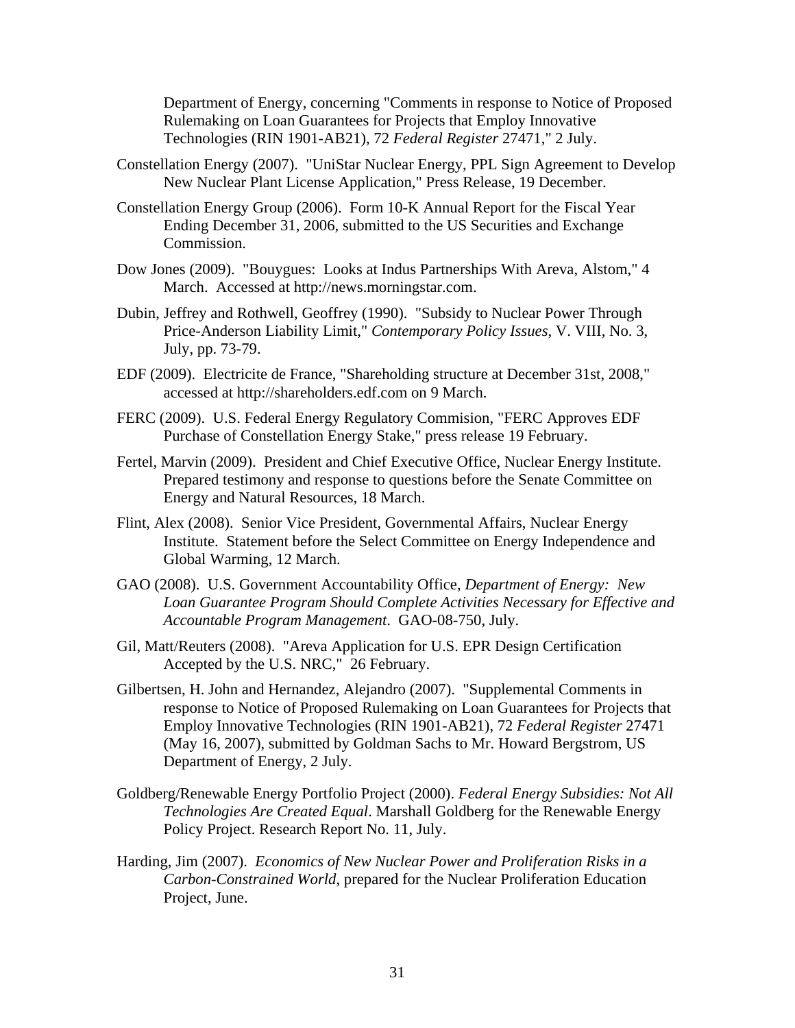Department of Energy, concerning "Comments in response to Notice of Proposed Rulemaking on Loan Guarantees for Projects that Employ Innovative Technologies (RIN 1901-AB21), 72 *Federal Register* 27471," 2 July.

Constellation Energy (2007). "UniStar Nuclear Energy, PPL Sign Agreement to Develop New Nuclear Plant License Application," Press Release, 19 December.

Constellation Energy Group (2006). Form 10-K Annual Report for the Fiscal Year Ending December 31, 2006, submitted to the US Securities and Exchange Commission.

Dow Jones (2009). "Bouygues: Looks at Indus Partnerships With Areva, Alstom," 4 March. Accessed at http://news.morningstar.com.

Dubin, Jeffrey and Rothwell, Geoffrey (1990). "Subsidy to Nuclear Power Through Price-Anderson Liability Limit," *Contemporary Policy Issues*, V. VIII, No. 3, July, pp. 73-79.

EDF (2009). Electricite de France, "Shareholding structure at December 31st, 2008," accessed at http://shareholders.edf.com on 9 March.

FERC (2009). U.S. Federal Energy Regulatory Commision, "FERC Approves EDF Purchase of Constellation Energy Stake," press release 19 February.

Fertel, Marvin (2009). President and Chief Executive Office, Nuclear Energy Institute. Prepared testimony and response to questions before the Senate Committee on Energy and Natural Resources, 18 March.

Flint, Alex (2008). Senior Vice President, Governmental Affairs, Nuclear Energy Institute. Statement before the Select Committee on Energy Independence and Global Warming, 12 March.

GAO (2008). U.S. Government Accountability Office, *Department of Energy: New Loan Guarantee Program Should Complete Activities Necessary for Effective and Accountable Program Management*. GAO-08-750, July.

Gil, Matt/Reuters (2008). "Areva Application for U.S. EPR Design Certification Accepted by the U.S. NRC," 26 February.

Gilbertsen, H. John and Hernandez, Alejandro (2007). "Supplemental Comments in response to Notice of Proposed Rulemaking on Loan Guarantees for Projects that Employ Innovative Technologies (RIN 1901-AB21), 72 *Federal Register* 27471 (May 16, 2007), submitted by Goldman Sachs to Mr. Howard Bergstrom, US Department of Energy, 2 July.

Goldberg/Renewable Energy Portfolio Project (2000). *Federal Energy Subsidies: Not All Technologies Are Created Equal*. Marshall Goldberg for the Renewable Energy Policy Project. Research Report No. 11, July.

Harding, Jim (2007). *Economics of New Nuclear Power and Proliferation Risks in a Carbon-Constrained World*, prepared for the Nuclear Proliferation Education Project, June.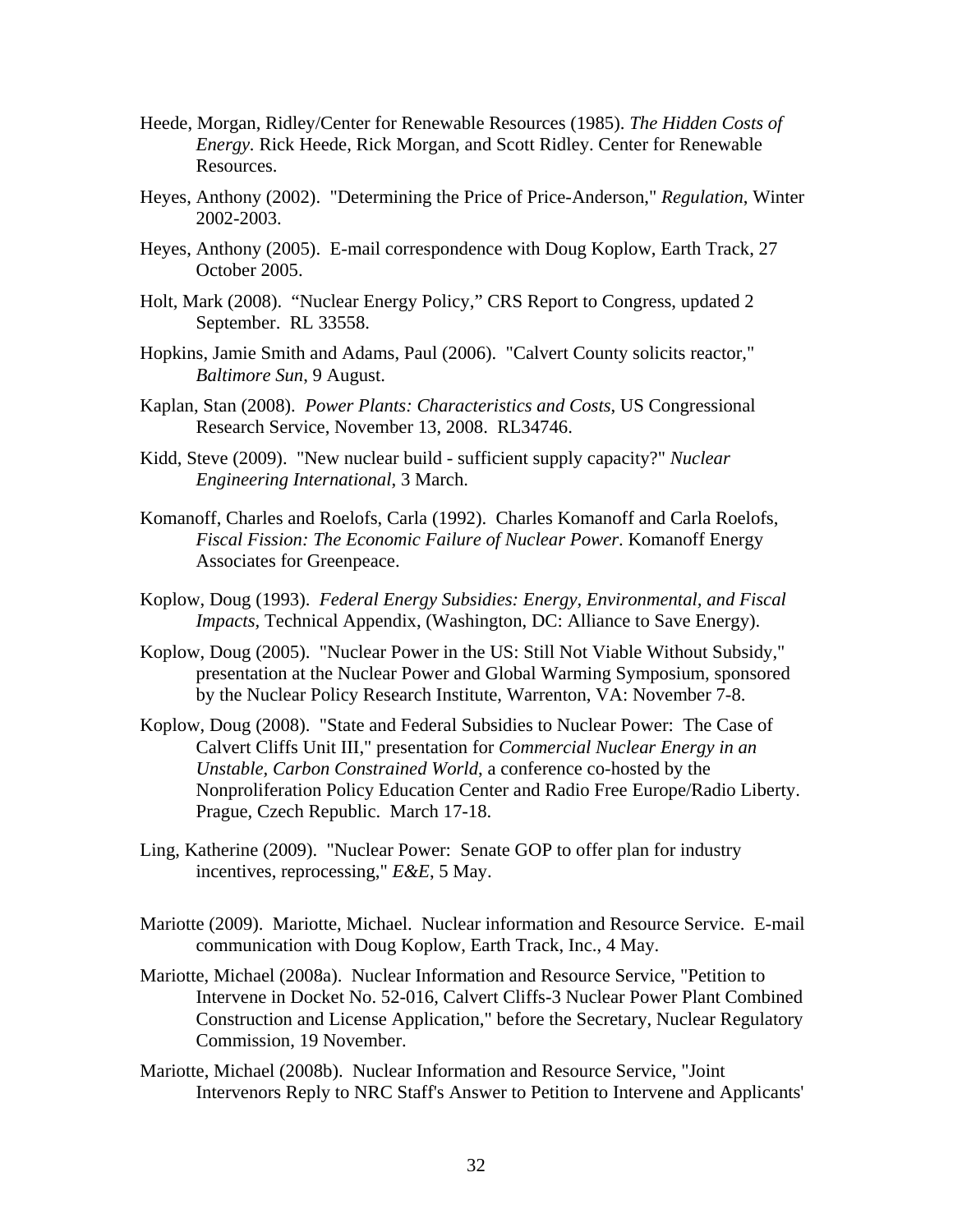Heede, Morgan, Ridley/Center for Renewable Resources (1985). *The Hidden Costs of Energy*. Rick Heede, Rick Morgan, and Scott Ridley. Center for Renewable Resources.

Heyes, Anthony (2002). "Determining the Price of Price-Anderson," *Regulation*, Winter 2002-2003.

Heyes, Anthony (2005). E-mail correspondence with Doug Koplow, Earth Track, 27 October 2005.

Holt, Mark (2008). "Nuclear Energy Policy," CRS Report to Congress, updated 2 September. RL 33558.

Hopkins, Jamie Smith and Adams, Paul (2006). "Calvert County solicits reactor," *Baltimore Sun*, 9 August.

Kaplan, Stan (2008). *Power Plants: Characteristics and Costs*, US Congressional Research Service, November 13, 2008. RL34746.

Kidd, Steve (2009). "New nuclear build - sufficient supply capacity?" *Nuclear Engineering International*, 3 March.

Komanoff, Charles and Roelofs, Carla (1992). Charles Komanoff and Carla Roelofs, *Fiscal Fission: The Economic Failure of Nuclear Power*. Komanoff Energy Associates for Greenpeace.

Koplow, Doug (1993). *Federal Energy Subsidies: Energy, Environmental, and Fiscal Impacts*, Technical Appendix, (Washington, DC: Alliance to Save Energy).

Koplow, Doug (2005). "Nuclear Power in the US: Still Not Viable Without Subsidy," presentation at the Nuclear Power and Global Warming Symposium, sponsored by the Nuclear Policy Research Institute, Warrenton, VA: November 7-8.

Koplow, Doug (2008). "State and Federal Subsidies to Nuclear Power: The Case of Calvert Cliffs Unit III," presentation for *Commercial Nuclear Energy in an Unstable, Carbon Constrained World*, a conference co-hosted by the Nonproliferation Policy Education Center and Radio Free Europe/Radio Liberty. Prague, Czech Republic. March 17-18.

Ling, Katherine (2009). "Nuclear Power: Senate GOP to offer plan for industry incentives, reprocessing," *E&E*, 5 May.

Mariotte (2009). Mariotte, Michael. Nuclear information and Resource Service. E-mail communication with Doug Koplow, Earth Track, Inc., 4 May.

Mariotte, Michael (2008a). Nuclear Information and Resource Service, "Petition to Intervene in Docket No. 52-016, Calvert Cliffs-3 Nuclear Power Plant Combined Construction and License Application," before the Secretary, Nuclear Regulatory Commission, 19 November.

Mariotte, Michael (2008b). Nuclear Information and Resource Service, "Joint Intervenors Reply to NRC Staff's Answer to Petition to Intervene and Applicants'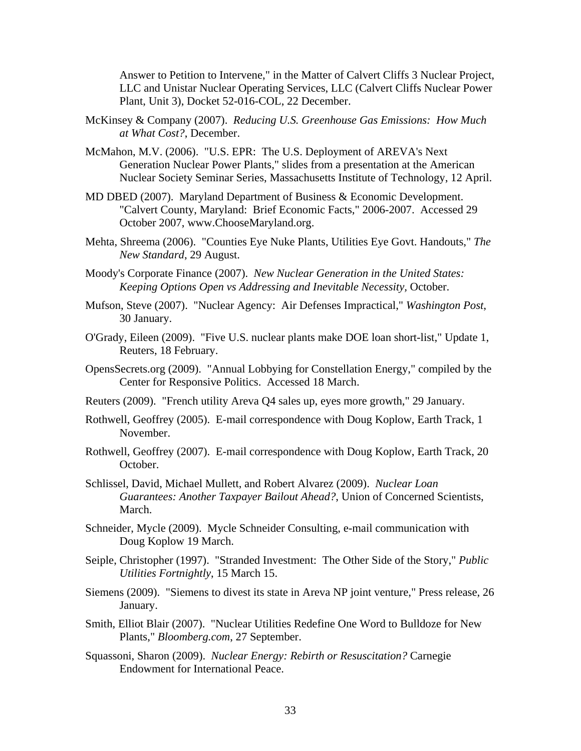Answer to Petition to Intervene," in the Matter of Calvert Cliffs 3 Nuclear Project, LLC and Unistar Nuclear Operating Services, LLC (Calvert Cliffs Nuclear Power Plant, Unit 3), Docket 52-016-COL, 22 December.

McKinsey & Company (2007). *Reducing U.S. Greenhouse Gas Emissions: How Much at What Cost?*, December.

McMahon, M.V. (2006). "U.S. EPR: The U.S. Deployment of AREVA's Next Generation Nuclear Power Plants," slides from a presentation at the American Nuclear Society Seminar Series, Massachusetts Institute of Technology, 12 April.

MD DBED (2007). Maryland Department of Business & Economic Development. "Calvert County, Maryland: Brief Economic Facts," 2006-2007. Accessed 29 October 2007, www.ChooseMaryland.org.

Mehta, Shreema (2006). "Counties Eye Nuke Plants, Utilities Eye Govt. Handouts," *The New Standard*, 29 August.

Moody's Corporate Finance (2007). *New Nuclear Generation in the United States: Keeping Options Open vs Addressing and Inevitable Necessity*, October.

Mufson, Steve (2007). "Nuclear Agency: Air Defenses Impractical," *Washington Post*, 30 January.

O'Grady, Eileen (2009). "Five U.S. nuclear plants make DOE loan short-list," Update 1, Reuters, 18 February.

OpensSecrets.org (2009). "Annual Lobbying for Constellation Energy," compiled by the Center for Responsive Politics. Accessed 18 March.

Reuters (2009). "French utility Areva Q4 sales up, eyes more growth," 29 January.

Rothwell, Geoffrey (2005). E-mail correspondence with Doug Koplow, Earth Track, 1 November.

Rothwell, Geoffrey (2007). E-mail correspondence with Doug Koplow, Earth Track, 20 October.

Schlissel, David, Michael Mullett, and Robert Alvarez (2009). *Nuclear Loan Guarantees: Another Taxpayer Bailout Ahead?*, Union of Concerned Scientists, March.

Schneider, Mycle (2009). Mycle Schneider Consulting, e-mail communication with Doug Koplow 19 March.

Seiple, Christopher (1997). "Stranded Investment: The Other Side of the Story," *Public Utilities Fortnightly*, 15 March 15.

Siemens (2009). "Siemens to divest its state in Areva NP joint venture," Press release, 26 January.

Smith, Elliot Blair (2007). "Nuclear Utilities Redefine One Word to Bulldoze for New Plants," *Bloomberg.com*, 27 September.

Squassoni, Sharon (2009). *Nuclear Energy: Rebirth or Resuscitation?* Carnegie Endowment for International Peace.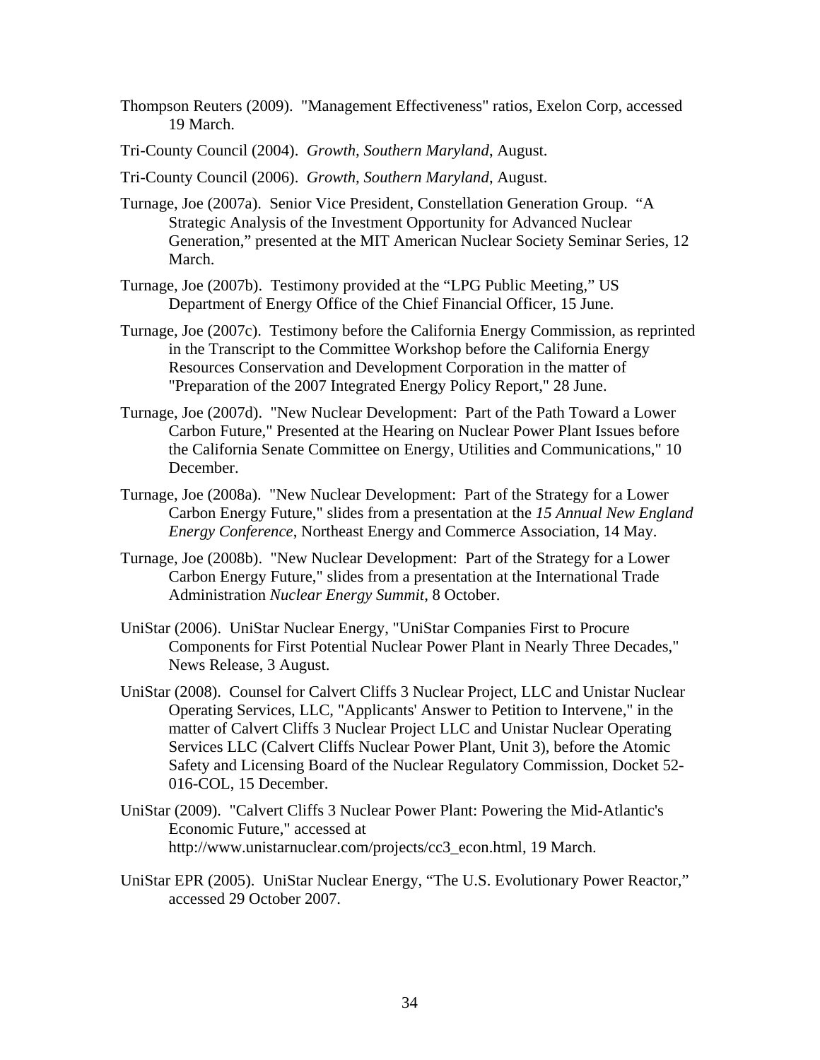Thompson Reuters (2009). "Management Effectiveness" ratios, Exelon Corp, accessed 19 March.

Tri-County Council (2004). *Growth, Southern Maryland*, August.

Tri-County Council (2006). *Growth, Southern Maryland*, August.

Turnage, Joe (2007a). Senior Vice President, Constellation Generation Group. "A Strategic Analysis of the Investment Opportunity for Advanced Nuclear Generation," presented at the MIT American Nuclear Society Seminar Series, 12 March.

Turnage, Joe (2007b). Testimony provided at the "LPG Public Meeting," US Department of Energy Office of the Chief Financial Officer, 15 June.

Turnage, Joe (2007c). Testimony before the California Energy Commission, as reprinted in the Transcript to the Committee Workshop before the California Energy Resources Conservation and Development Corporation in the matter of "Preparation of the 2007 Integrated Energy Policy Report," 28 June.

Turnage, Joe (2007d). "New Nuclear Development: Part of the Path Toward a Lower Carbon Future," Presented at the Hearing on Nuclear Power Plant Issues before the California Senate Committee on Energy, Utilities and Communications," 10 December.

Turnage, Joe (2008a). "New Nuclear Development: Part of the Strategy for a Lower Carbon Energy Future," slides from a presentation at the *15 Annual New England Energy Conference*, Northeast Energy and Commerce Association, 14 May.

Turnage, Joe (2008b). "New Nuclear Development: Part of the Strategy for a Lower Carbon Energy Future," slides from a presentation at the International Trade Administration *Nuclear Energy Summit*, 8 October.

UniStar (2006). UniStar Nuclear Energy, "UniStar Companies First to Procure Components for First Potential Nuclear Power Plant in Nearly Three Decades," News Release, 3 August.

UniStar (2008). Counsel for Calvert Cliffs 3 Nuclear Project, LLC and Unistar Nuclear Operating Services, LLC, "Applicants' Answer to Petition to Intervene," in the matter of Calvert Cliffs 3 Nuclear Project LLC and Unistar Nuclear Operating Services LLC (Calvert Cliffs Nuclear Power Plant, Unit 3), before the Atomic Safety and Licensing Board of the Nuclear Regulatory Commission, Docket 52-016-COL, 15 December.

UniStar (2009). "Calvert Cliffs 3 Nuclear Power Plant: Powering the Mid-Atlantic's Economic Future," accessed at http://www.unistarnuclear.com/projects/cc3_econ.html, 19 March.

UniStar EPR (2005). UniStar Nuclear Energy, "The U.S. Evolutionary Power Reactor," accessed 29 October 2007.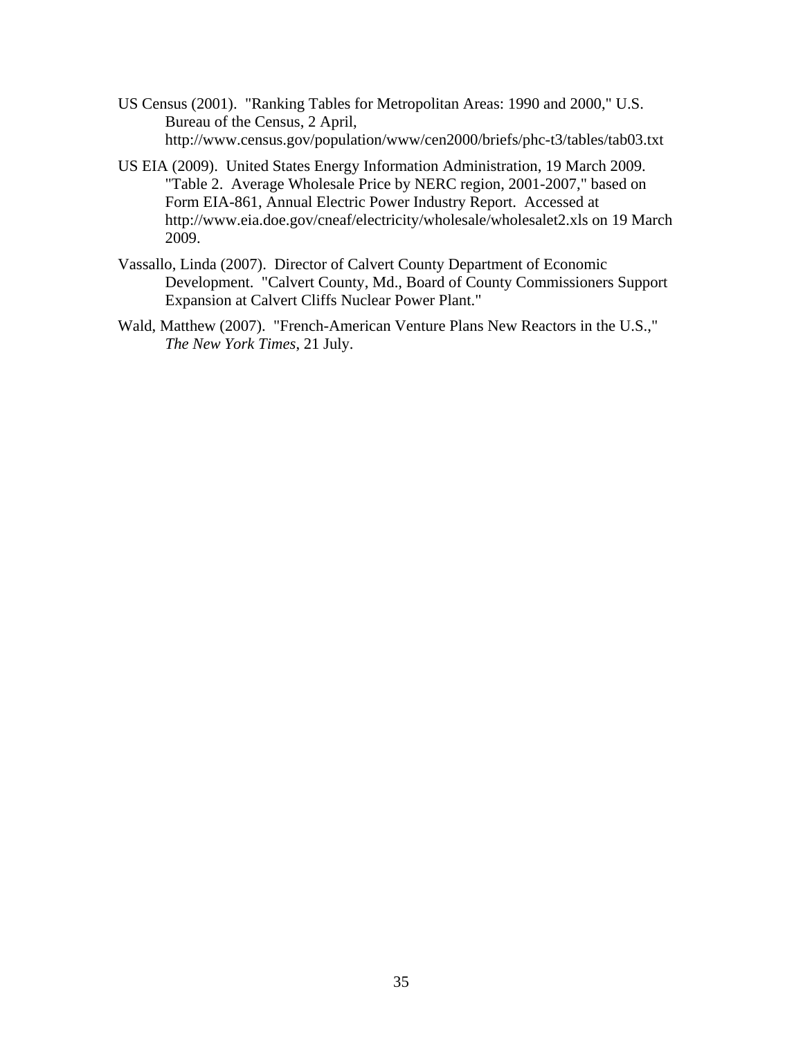US Census (2001). "Ranking Tables for Metropolitan Areas: 1990 and 2000," U.S. Bureau of the Census, 2 April, http://www.census.gov/population/www/cen2000/briefs/phc-t3/tables/tab03.txt

US EIA (2009). United States Energy Information Administration, 19 March 2009. "Table 2. Average Wholesale Price by NERC region, 2001-2007," based on Form EIA-861, Annual Electric Power Industry Report. Accessed at http://www.eia.doe.gov/cneaf/electricity/wholesale/wholesalet2.xls on 19 March 2009.

Vassallo, Linda (2007). Director of Calvert County Department of Economic Development. "Calvert County, Md., Board of County Commissioners Support Expansion at Calvert Cliffs Nuclear Power Plant."

Wald, Matthew (2007). "French-American Venture Plans New Reactors in the U.S.," *The New York Times*, 21 July.